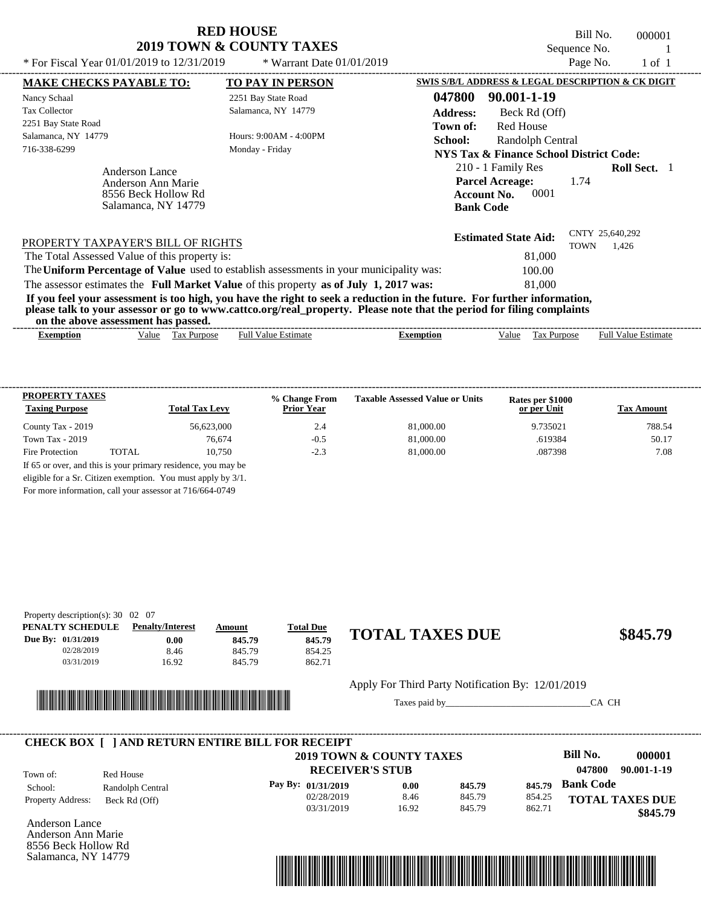# RED HOUSE
## 2019 TOWN & COUNTY TAXES

Bill No. 000001
Sequence No. 1
Page No. 1 of 1

* For Fiscal Year 01/01/2019 to 12/31/2019 * Warrant Date 01/01/2019

**MAKE CHECKS PAYABLE TO:**
Nancy Schaal
Tax Collector
2251 Bay State Road
Salamanca, NY 14779
716-338-6299

**TO PAY IN PERSON**
2251 Bay State Road
Salamanca, NY 14779

Hours: 9:00AM - 4:00PM
Monday - Friday

Anderson Lance
Anderson Ann Marie
8556 Beck Hollow Rd
Salamanca, NY 14779

**SWIS S/B/L ADDRESS & LEGAL DESCRIPTION & CK DIGIT**

**047800 90.001-1-19**
**Address:** Beck Rd (Off)
**Town of:** Red House
**School:** Randolph Central
**NYS Tax & Finance School District Code:**
210 - 1 Family Res **Roll Sect.** 1
**Parcel Acreage:** 1.74
**Account No.** 0001
**Bank Code**

**Estimated State Aid:** CNTY 25,640,292 TOWN 1,426

PROPERTY TAXPAYER'S BILL OF RIGHTS

The Total Assessed Value of this property is: 81,000
The **Uniform Percentage of Value** used to establish assessments in your municipality was: 100.00
The assessor estimates the **Full Market Value** of this property **as of July 1, 2017 was:** 81,000

**If you feel your assessment is too high, you have the right to seek a reduction in the future. For further information, please talk to your assessor or go to www.cattco.org/real_property. Please note that the period for filing complaints on the above assessment has passed.**

| Exemption | Value | Tax Purpose | Full Value Estimate | Exemption | Value | Tax Purpose | Full Value Estimate |
|---|---|---|---|---|---|---|---|

**PROPERTY TAXES**

| Taxing Purpose | | Total Tax Levy | % Change From Prior Year | Taxable Assessed Value or Units | Rates per $1000 or per Unit | Tax Amount |
|---|---|---|---|---|---|---|
| County Tax - 2019 | | 56,623,000 | 2.4 | 81,000.00 | 9.735021 | 788.54 |
| Town Tax - 2019 | | 76,674 | -0.5 | 81,000.00 | .619384 | 50.17 |
| Fire Protection | TOTAL | 10,750 | -2.3 | 81,000.00 | .087398 | 7.08 |

If 65 or over, and this is your primary residence, you may be eligible for a Sr. Citizen exemption. You must apply by 3/1.
For more information, call your assessor at 716/664-0749

Property description(s): 30 02 07

| PENALTY SCHEDULE | Penalty/Interest | Amount | Total Due |
|---|---|---|---|
| Due By: 01/31/2019 | 0.00 | 845.79 | 845.79 |
| 02/28/2019 | 8.46 | 845.79 | 854.25 |
| 03/31/2019 | 16.92 | 845.79 | 862.71 |

**TOTAL TAXES DUE $845.79**

Apply For Third Party Notification By: 12/01/2019

Taxes paid by______________________________CA CH

**CHECK BOX [ ] AND RETURN ENTIRE BILL FOR RECEIPT**

**2019 TOWN & COUNTY TAXES**
**RECEIVER'S STUB**

**Bill No. 000001**
**047800 90.001-1-19**

Town of: Red House
School: Randolph Central
Property Address: Beck Rd (Off)

| Pay By: | | | |
|---|---|---|---|
| 01/31/2019 | 0.00 | 845.79 | 845.79 |
| 02/28/2019 | 8.46 | 845.79 | 854.25 |
| 03/31/2019 | 16.92 | 845.79 | 862.71 |

**Bank Code**

**TOTAL TAXES DUE $845.79**

Anderson Lance
Anderson Ann Marie
8556 Beck Hollow Rd
Salamanca, NY 14779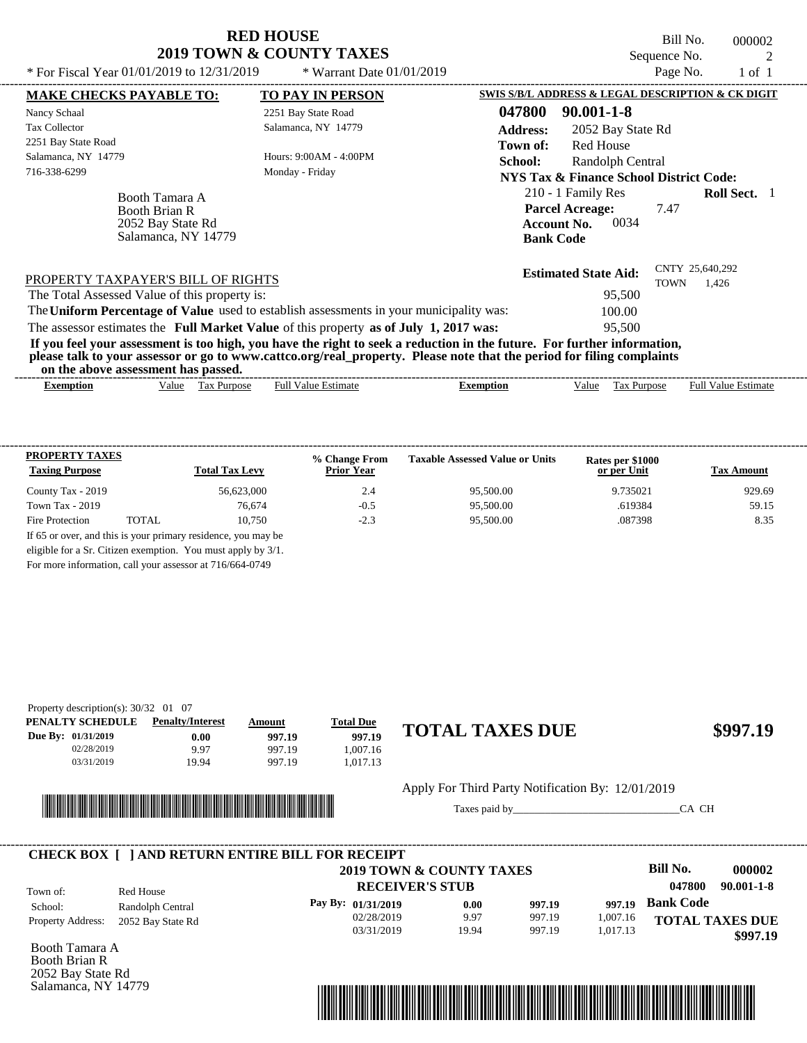# RED HOUSE
## 2019 TOWN & COUNTY TAXES

Bill No. 000002
Sequence No. 2
Page No. 1 of 1

* For Fiscal Year 01/01/2019 to 12/31/2019 * Warrant Date 01/01/2019

**MAKE CHECKS PAYABLE TO:**
Nancy Schaal
Tax Collector
2251 Bay State Road
Salamanca, NY 14779
716-338-6299

**TO PAY IN PERSON**
2251 Bay State Road
Salamanca, NY 14779

Hours: 9:00AM - 4:00PM
Monday - Friday

**SWIS S/B/L ADDRESS & LEGAL DESCRIPTION & CK DIGIT**
**047800 90.001-1-8**
**Address:** 2052 Bay State Rd
**Town of:** Red House
**School:** Randolph Central
**NYS Tax & Finance School District Code:**
210 - 1 Family Res **Roll Sect.** 1
**Parcel Acreage:** 7.47
**Account No.** 0034
**Bank Code**

Booth Tamara A
Booth Brian R
2052 Bay State Rd
Salamanca, NY 14779

**Estimated State Aid:** CNTY 25,640,292 TOWN 1,426

PROPERTY TAXPAYER'S BILL OF RIGHTS

The Total Assessed Value of this property is: 95,500
The **Uniform Percentage of Value** used to establish assessments in your municipality was: 100.00
The assessor estimates the **Full Market Value** of this property **as of July 1, 2017 was:** 95,500

**If you feel your assessment is too high, you have the right to seek a reduction in the future. For further information, please talk to your assessor or go to www.cattco.org/real_property. Please note that the period for filing complaints on the above assessment has passed.**

| Exemption | Value | Tax Purpose | Full Value Estimate | Exemption | Value | Tax Purpose | Full Value Estimate |
|---|---|---|---|---|---|---|---|

| PROPERTY TAXES Taxing Purpose | | Total Tax Levy | % Change From Prior Year | Taxable Assessed Value or Units | Rates per $1000 or per Unit | Tax Amount |
|---|---|---|---|---|---|---|
| County Tax - 2019 | | 56,623,000 | 2.4 | 95,500.00 | 9.735021 | 929.69 |
| Town Tax - 2019 | | 76,674 | -0.5 | 95,500.00 | .619384 | 59.15 |
| Fire Protection | TOTAL | 10,750 | -2.3 | 95,500.00 | .087398 | 8.35 |

If 65 or over, and this is your primary residence, you may be eligible for a Sr. Citizen exemption. You must apply by 3/1. For more information, call your assessor at 716/664-0749

Property description(s): 30/32 01 07

| PENALTY SCHEDULE | Penalty/Interest | Amount | Total Due |
|---|---|---|---|
| Due By: 01/31/2019 | 0.00 | 997.19 | 997.19 |
| 02/28/2019 | 9.97 | 997.19 | 1,007.16 |
| 03/31/2019 | 19.94 | 997.19 | 1,017.13 |

## TOTAL TAXES DUE $997.19

Apply For Third Party Notification By: 12/01/2019

Taxes paid by______________________________CA CH

**CHECK BOX [ ] AND RETURN ENTIRE BILL FOR RECEIPT**

**2019 TOWN & COUNTY TAXES**
**RECEIVER'S STUB**

Bill No. 000002
047800 90.001-1-8

Town of: Red House
School: Randolph Central
Property Address: 2052 Bay State Rd

| Pay By: | Penalty | Amount | Total |
|---|---|---|---|
| 01/31/2019 | 0.00 | 997.19 | 997.19 |
| 02/28/2019 | 9.97 | 997.19 | 1,007.16 |
| 03/31/2019 | 19.94 | 997.19 | 1,017.13 |

**Bank Code**
**TOTAL TAXES DUE $997.19**

Booth Tamara A
Booth Brian R
2052 Bay State Rd
Salamanca, NY 14779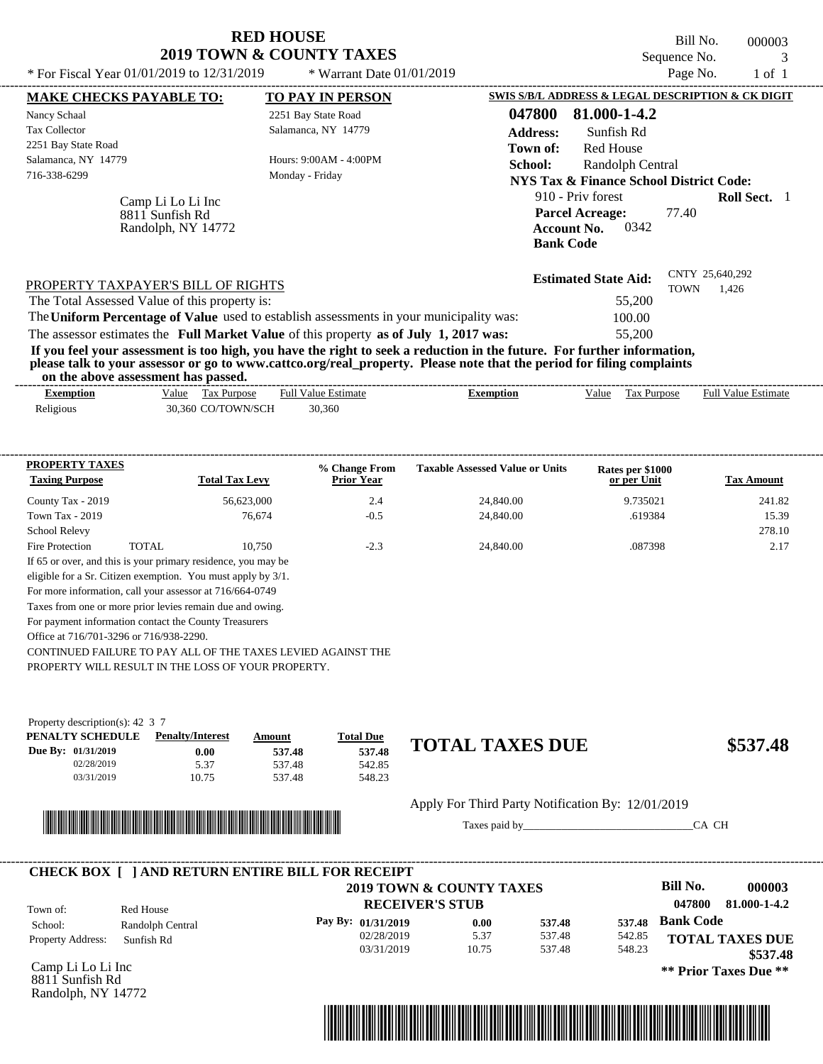# RED HOUSE
## 2019 TOWN & COUNTY TAXES

\* For Fiscal Year 01/01/2019 to 12/31/2019 \* Warrant Date 01/01/2019

Bill No. 000003
Sequence No. 3
Page No. 1 of 1

**MAKE CHECKS PAYABLE TO:**

Nancy Schaal
Tax Collector
2251 Bay State Road
Salamanca, NY 14779
716-338-6299

**TO PAY IN PERSON**

2251 Bay State Road
Salamanca, NY 14779

Hours: 9:00AM - 4:00PM
Monday - Friday

**SWIS S/B/L ADDRESS & LEGAL DESCRIPTION & CK DIGIT**

**047800 81.000-1-4.2**

**Address:** Sunfish Rd
**Town of:** Red House
**School:** Randolph Central
**NYS Tax & Finance School District Code:**
910 - Priv forest **Roll Sect.** 1
**Parcel Acreage:** 77.40
**Account No.** 0342
**Bank Code**

Camp Li Lo Li Inc
8811 Sunfish Rd
Randolph, NY 14772

**Estimated State Aid:** CNTY 25,640,292 TOWN 1,426

PROPERTY TAXPAYER'S BILL OF RIGHTS

The Total Assessed Value of this property is: 55,200
The **Uniform Percentage of Value** used to establish assessments in your municipality was: 100.00
The assessor estimates the **Full Market Value** of this property **as of July 1, 2017 was:** 55,200

**If you feel your assessment is too high, you have the right to seek a reduction in the future. For further information, please talk to your assessor or go to www.cattco.org/real_property. Please note that the period for filing complaints on the above assessment has passed.**

| Exemption | Value | Tax Purpose | Full Value Estimate | Exemption | Value | Tax Purpose | Full Value Estimate |
|---|---|---|---|---|---|---|---|
| Religious | 30,360 | CO/TOWN/SCH | 30,360 | | | | |

| PROPERTY TAXES Taxing Purpose | | Total Tax Levy | % Change From Prior Year | Taxable Assessed Value or Units | Rates per $1000 or per Unit | Tax Amount |
|---|---|---|---|---|---|---|
| County Tax - 2019 | | 56,623,000 | 2.4 | 24,840.00 | 9.735021 | 241.82 |
| Town Tax - 2019 | | 76,674 | -0.5 | 24,840.00 | .619384 | 15.39 |
| School Relevy | | | | | | 278.10 |
| Fire Protection | TOTAL | 10,750 | -2.3 | 24,840.00 | .087398 | 2.17 |

If 65 or over, and this is your primary residence, you may be eligible for a Sr. Citizen exemption. You must apply by 3/1.
For more information, call your assessor at 716/664-0749
Taxes from one or more prior levies remain due and owing.
For payment information contact the County Treasurers Office at 716/701-3296 or 716/938-2290.
CONTINUED FAILURE TO PAY ALL OF THE TAXES LEVIED AGAINST THE PROPERTY WILL RESULT IN THE LOSS OF YOUR PROPERTY.

Property description(s): 42 3 7

| PENALTY SCHEDULE | Penalty/Interest | Amount | Total Due |
|---|---|---|---|
| Due By: 01/31/2019 | 0.00 | 537.48 | 537.48 |
| 02/28/2019 | 5.37 | 537.48 | 542.85 |
| 03/31/2019 | 10.75 | 537.48 | 548.23 |

**TOTAL TAXES DUE $537.48**

Apply For Third Party Notification By: 12/01/2019

Taxes paid by_______________________________CA CH

**CHECK BOX [ ] AND RETURN ENTIRE BILL FOR RECEIPT**

**2019 TOWN & COUNTY TAXES**
**RECEIVER'S STUB**

**Bill No. 000003**
**047800 81.000-1-4.2**

Town of: Red House
School: Randolph Central
Property Address: Sunfish Rd

| Pay By: | Penalty/Interest | Amount | Total Due |
|---|---|---|---|
| 01/31/2019 | 0.00 | 537.48 | 537.48 |
| 02/28/2019 | 5.37 | 537.48 | 542.85 |
| 03/31/2019 | 10.75 | 537.48 | 548.23 |

**Bank Code**

**TOTAL TAXES DUE $537.48**

**\*\* Prior Taxes Due \*\***

Camp Li Lo Li Inc
8811 Sunfish Rd
Randolph, NY 14772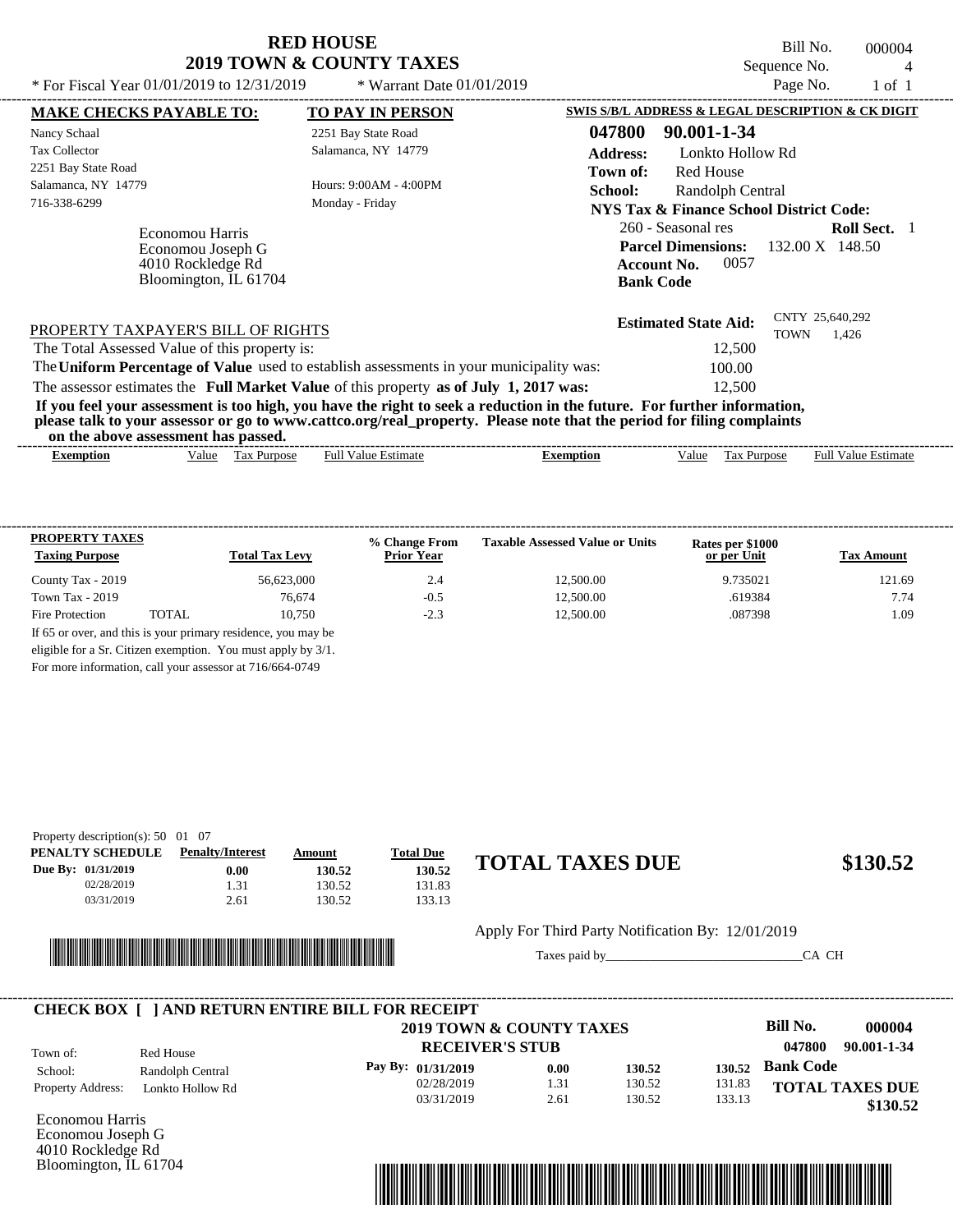# RED HOUSE
## 2019 TOWN & COUNTY TAXES

* For Fiscal Year 01/01/2019 to 12/31/2019 * Warrant Date 01/01/2019

Bill No. 000004
Sequence No. 4
Page No. 1 of 1

**MAKE CHECKS PAYABLE TO:**
Nancy Schaal
Tax Collector
2251 Bay State Road
Salamanca, NY 14779
716-338-6299

**TO PAY IN PERSON**
2251 Bay State Road
Salamanca, NY 14779

Hours: 9:00AM - 4:00PM
Monday - Friday

Economou Harris
Economou Joseph G
4010 Rockledge Rd
Bloomington, IL 61704

**SWIS S/B/L ADDRESS & LEGAL DESCRIPTION & CK DIGIT**

**047800 90.001-1-34**
**Address:** Lonkto Hollow Rd
**Town of:** Red House
**School:** Randolph Central
**NYS Tax & Finance School District Code:**
260 - Seasonal res **Roll Sect.** 1
**Parcel Dimensions:** 132.00 X 148.50
**Account No.** 0057
**Bank Code**

**Estimated State Aid:** CNTY 25,640,292 TOWN 1,426

PROPERTY TAXPAYER'S BILL OF RIGHTS

The Total Assessed Value of this property is: 12,500
The **Uniform Percentage of Value** used to establish assessments in your municipality was: 100.00
The assessor estimates the **Full Market Value** of this property **as of July 1, 2017 was:** 12,500

**If you feel your assessment is too high, you have the right to seek a reduction in the future. For further information, please talk to your assessor or go to www.cattco.org/real_property. Please note that the period for filing complaints on the above assessment has passed.**

| Exemption | Value | Tax Purpose | Full Value Estimate | Exemption | Value | Tax Purpose | Full Value Estimate |
|---|---|---|---|---|---|---|---|

**PROPERTY TAXES**

| Taxing Purpose | | Total Tax Levy | % Change From Prior Year | Taxable Assessed Value or Units | Rates per $1000 or per Unit | Tax Amount |
|---|---|---|---|---|---|---|
| County Tax - 2019 | | 56,623,000 | 2.4 | 12,500.00 | 9.735021 | 121.69 |
| Town Tax - 2019 | | 76,674 | -0.5 | 12,500.00 | .619384 | 7.74 |
| Fire Protection | TOTAL | 10,750 | -2.3 | 12,500.00 | .087398 | 1.09 |

If 65 or over, and this is your primary residence, you may be eligible for a Sr. Citizen exemption. You must apply by 3/1. For more information, call your assessor at 716/664-0749

Property description(s): 50 01 07

| PENALTY SCHEDULE | Penalty/Interest | Amount | Total Due |
|---|---|---|---|
| Due By: 01/31/2019 | 0.00 | 130.52 | 130.52 |
| 02/28/2019 | 1.31 | 130.52 | 131.83 |
| 03/31/2019 | 2.61 | 130.52 | 133.13 |

**TOTAL TAXES DUE** **$130.52**

Apply For Third Party Notification By: 12/01/2019

Taxes paid by_______________________________CA CH

**CHECK BOX [ ] AND RETURN ENTIRE BILL FOR RECEIPT**

**2019 TOWN & COUNTY TAXES**
**RECEIVER'S STUB**

**Bill No.** **000004**
**047800 90.001-1-34**

Town of: Red House
School: Randolph Central
Property Address: Lonkto Hollow Rd

| Pay By: | | | |
|---|---|---|---|
| 01/31/2019 | 0.00 | 130.52 | 130.52 |
| 02/28/2019 | 1.31 | 130.52 | 131.83 |
| 03/31/2019 | 2.61 | 130.52 | 133.13 |

**Bank Code**
**TOTAL TAXES DUE**
**$130.52**

Economou Harris
Economou Joseph G
4010 Rockledge Rd
Bloomington, IL 61704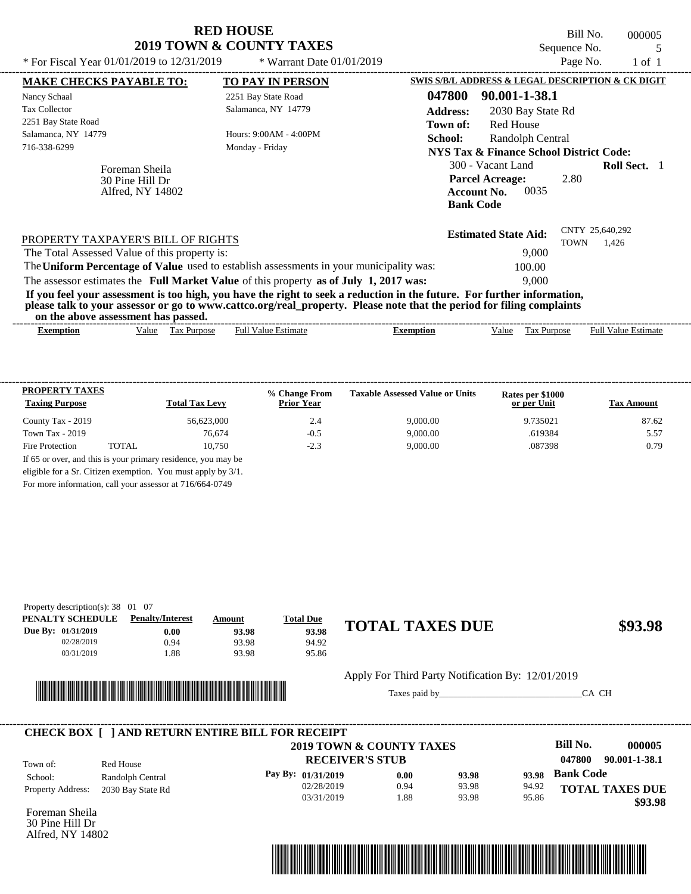# RED HOUSE
## 2019 TOWN & COUNTY TAXES

* For Fiscal Year 01/01/2019 to 12/31/2019 * Warrant Date 01/01/2019

Bill No. 000005
Sequence No. 5
Page No. 1 of 1

**MAKE CHECKS PAYABLE TO:**
Nancy Schaal
Tax Collector
2251 Bay State Road
Salamanca, NY 14779
716-338-6299

**TO PAY IN PERSON**
2251 Bay State Road
Salamanca, NY 14779

Hours: 9:00AM - 4:00PM
Monday - Friday

Foreman Sheila
30 Pine Hill Dr
Alfred, NY 14802

**SWIS S/B/L ADDRESS & LEGAL DESCRIPTION & CK DIGIT**

**047800 90.001-1-38.1**
**Address:** 2030 Bay State Rd
**Town of:** Red House
**School:** Randolph Central
**NYS Tax & Finance School District Code:**
300 - Vacant Land **Roll Sect.** 1
**Parcel Acreage:** 2.80
**Account No.** 0035
**Bank Code**

**Estimated State Aid:** CNTY 25,640,292 TOWN 1,426

PROPERTY TAXPAYER'S BILL OF RIGHTS

The Total Assessed Value of this property is: 9,000
The **Uniform Percentage of Value** used to establish assessments in your municipality was: 100.00
The assessor estimates the **Full Market Value** of this property **as of July 1, 2017 was:** 9,000

**If you feel your assessment is too high, you have the right to seek a reduction in the future. For further information, please talk to your assessor or go to www.cattco.org/real_property. Please note that the period for filing complaints on the above assessment has passed.**

| Exemption | Value | Tax Purpose | Full Value Estimate | Exemption | Value | Tax Purpose | Full Value Estimate |
|---|---|---|---|---|---|---|---|

| PROPERTY TAXES Taxing Purpose | | Total Tax Levy | % Change From Prior Year | Taxable Assessed Value or Units | Rates per $1000 or per Unit | Tax Amount |
|---|---|---|---|---|---|---|
| County Tax - 2019 | | 56,623,000 | 2.4 | 9,000.00 | 9.735021 | 87.62 |
| Town Tax - 2019 | | 76,674 | -0.5 | 9,000.00 | .619384 | 5.57 |
| Fire Protection | TOTAL | 10,750 | -2.3 | 9,000.00 | .087398 | 0.79 |

If 65 or over, and this is your primary residence, you may be eligible for a Sr. Citizen exemption. You must apply by 3/1. For more information, call your assessor at 716/664-0749

Property description(s): 38 01 07

| PENALTY SCHEDULE | Penalty/Interest | Amount | Total Due |
|---|---|---|---|
| Due By: 01/31/2019 | 0.00 | 93.98 | 93.98 |
| 02/28/2019 | 0.94 | 93.98 | 94.92 |
| 03/31/2019 | 1.88 | 93.98 | 95.86 |

## TOTAL TAXES DUE $93.98

Apply For Third Party Notification By: 12/01/2019

Taxes paid by_______________________________CA CH

**CHECK BOX [ ] AND RETURN ENTIRE BILL FOR RECEIPT**

**2019 TOWN & COUNTY TAXES**
**RECEIVER'S STUB**

**Bill No. 000005**
**047800 90.001-1-38.1**

Town of: Red House
School: Randolph Central
Property Address: 2030 Bay State Rd

| Pay By: | | | |
|---|---|---|---|
| 01/31/2019 | 0.00 | 93.98 | 93.98 |
| 02/28/2019 | 0.94 | 93.98 | 94.92 |
| 03/31/2019 | 1.88 | 93.98 | 95.86 |

**Bank Code**

**TOTAL TAXES DUE $93.98**

Foreman Sheila
30 Pine Hill Dr
Alfred, NY 14802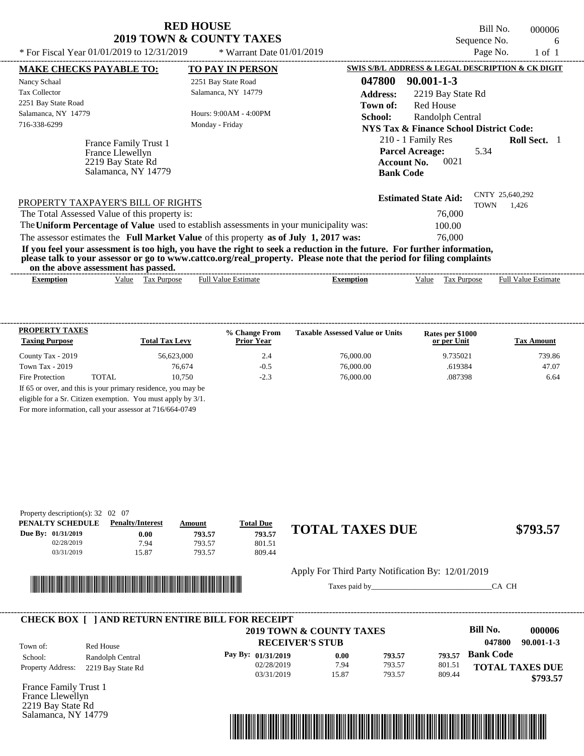# RED HOUSE
## 2019 TOWN & COUNTY TAXES

\* For Fiscal Year 01/01/2019 to 12/31/2019 \* Warrant Date 01/01/2019

Bill No. 000006
Sequence No. 6
Page No. 1 of 1

| MAKE CHECKS PAYABLE TO: | TO PAY IN PERSON |
|---|---|
| Nancy Schaal | 2251 Bay State Road |
| Tax Collector | Salamanca, NY 14779 |
| 2251 Bay State Road | |
| Salamanca, NY 14779 | Hours: 9:00AM - 4:00PM |
| 716-338-6299 | Monday - Friday |

France Family Trust 1
France Llewellyn
2219 Bay State Rd
Salamanca, NY 14779

**SWIS S/B/L ADDRESS & LEGAL DESCRIPTION & CK DIGIT**

**047800 90.001-1-3**

**Address:** 2219 Bay State Rd
**Town of:** Red House
**School:** Randolph Central
**NYS Tax & Finance School District Code:**
210 - 1 Family Res **Roll Sect.** 1
**Parcel Acreage:** 5.34
**Account No.** 0021
**Bank Code**

**Estimated State Aid:** CNTY 25,640,292 TOWN 1,426

PROPERTY TAXPAYER'S BILL OF RIGHTS

The Total Assessed Value of this property is: 76,000
The **Uniform Percentage of Value** used to establish assessments in your municipality was: 100.00
The assessor estimates the **Full Market Value** of this property **as of July 1, 2017 was:** 76,000

**If you feel your assessment is too high, you have the right to seek a reduction in the future. For further information, please talk to your assessor or go to www.cattco.org/real_property. Please note that the period for filing complaints on the above assessment has passed.**

| Exemption | Value | Tax Purpose | Full Value Estimate | Exemption | Value | Tax Purpose | Full Value Estimate |
|---|---|---|---|---|---|---|---|

| PROPERTY TAXES Taxing Purpose | Total Tax Levy | % Change From Prior Year | Taxable Assessed Value or Units | Rates per $1000 or per Unit | Tax Amount |
|---|---|---|---|---|---|
| County Tax - 2019 | 56,623,000 | 2.4 | 76,000.00 | 9.735021 | 739.86 |
| Town Tax - 2019 | 76,674 | -0.5 | 76,000.00 | .619384 | 47.07 |
| Fire Protection TOTAL | 10,750 | -2.3 | 76,000.00 | .087398 | 6.64 |

If 65 or over, and this is your primary residence, you may be eligible for a Sr. Citizen exemption. You must apply by 3/1.
For more information, call your assessor at 716/664-0749

Property description(s): 32 02 07

| PENALTY SCHEDULE | Penalty/Interest | Amount | Total Due |
|---|---|---|---|
| Due By: 01/31/2019 | 0.00 | 793.57 | 793.57 |
| 02/28/2019 | 7.94 | 793.57 | 801.51 |
| 03/31/2019 | 15.87 | 793.57 | 809.44 |

## TOTAL TAXES DUE $793.57

Apply For Third Party Notification By: 12/01/2019

Taxes paid by______________________________CA CH

**CHECK BOX [ ] AND RETURN ENTIRE BILL FOR RECEIPT**

**2019 TOWN & COUNTY TAXES**
**RECEIVER'S STUB**

**Bill No. 000006**
**047800 90.001-1-3**

Town of: Red House
School: Randolph Central
Property Address: 2219 Bay State Rd

| Pay By: | | | |
|---|---|---|---|
| 01/31/2019 | 0.00 | 793.57 | 793.57 |
| 02/28/2019 | 7.94 | 793.57 | 801.51 |
| 03/31/2019 | 15.87 | 793.57 | 809.44 |

**Bank Code**

**TOTAL TAXES DUE $793.57**

France Family Trust 1
France Llewellyn
2219 Bay State Rd
Salamanca, NY 14779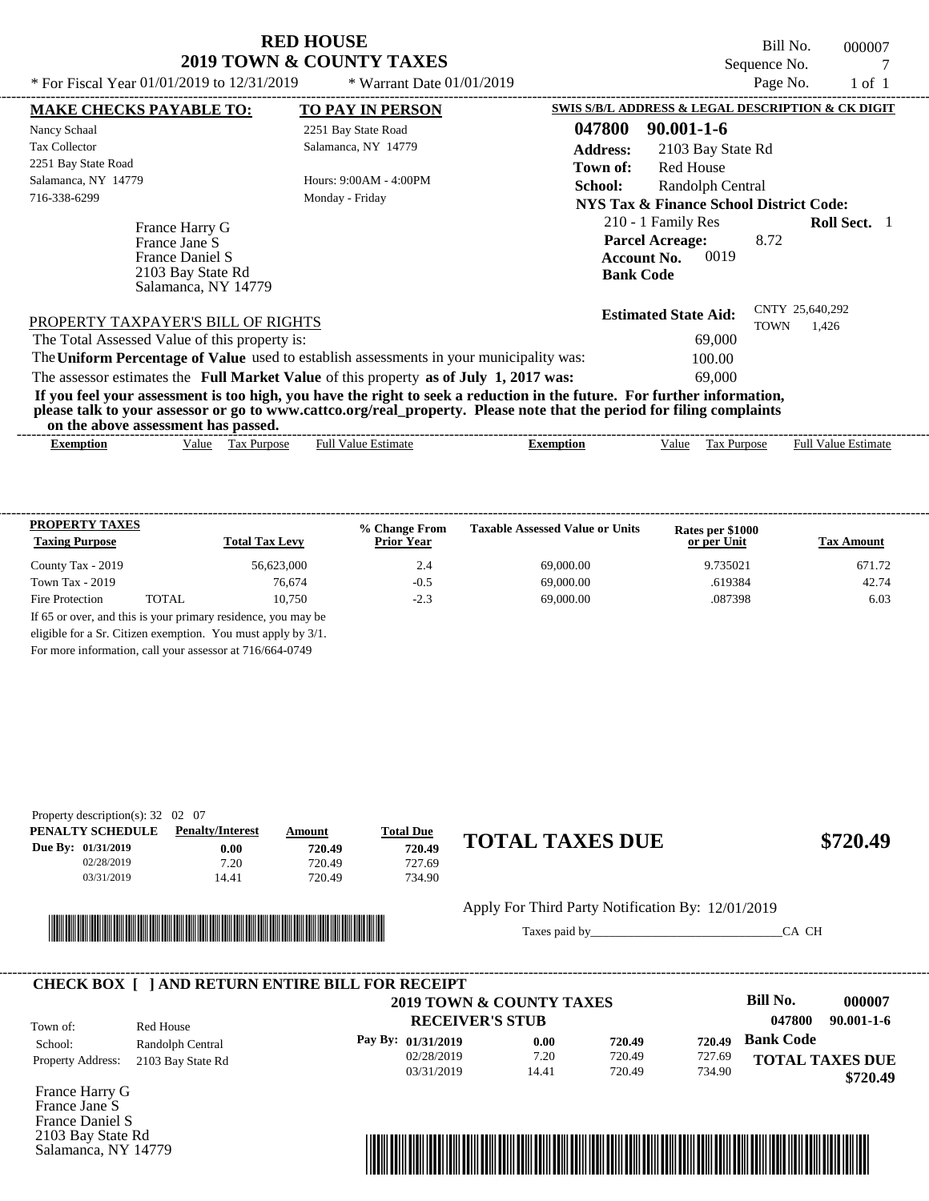# RED HOUSE
## 2019 TOWN & COUNTY TAXES

Bill No. 000007
Sequence No. 7
Page No. 1 of 1

* For Fiscal Year 01/01/2019 to 12/31/2019 * Warrant Date 01/01/2019

**MAKE CHECKS PAYABLE TO:**
Nancy Schaal
Tax Collector
2251 Bay State Road
Salamanca, NY 14779
716-338-6299

**TO PAY IN PERSON**
2251 Bay State Road
Salamanca, NY 14779

Hours: 9:00AM - 4:00PM
Monday - Friday

**SWIS S/B/L ADDRESS & LEGAL DESCRIPTION & CK DIGIT**
**047800 90.001-1-6**
**Address:** 2103 Bay State Rd
**Town of:** Red House
**School:** Randolph Central
**NYS Tax & Finance School District Code:**
210 - 1 Family Res **Roll Sect.** 1
**Parcel Acreage:** 8.72
**Account No.** 0019
**Bank Code**

France Harry G
France Jane S
France Daniel S
2103 Bay State Rd
Salamanca, NY 14779

**Estimated State Aid:** CNTY 25,640,292 TOWN 1,426

PROPERTY TAXPAYER'S BILL OF RIGHTS

The Total Assessed Value of this property is: 69,000
The **Uniform Percentage of Value** used to establish assessments in your municipality was: 100.00
The assessor estimates the **Full Market Value** of this property **as of July 1, 2017 was:** 69,000

**If you feel your assessment is too high, you have the right to seek a reduction in the future. For further information, please talk to your assessor or go to www.cattco.org/real_property. Please note that the period for filing complaints on the above assessment has passed.**

| Exemption | Value | Tax Purpose | Full Value Estimate | Exemption | Value | Tax Purpose | Full Value Estimate |
|---|---|---|---|---|---|---|---|

| PROPERTY TAXES Taxing Purpose | | Total Tax Levy | % Change From Prior Year | Taxable Assessed Value or Units | Rates per $1000 or per Unit | Tax Amount |
|---|---|---|---|---|---|---|
| County Tax - 2019 | | 56,623,000 | 2.4 | 69,000.00 | 9.735021 | 671.72 |
| Town Tax - 2019 | | 76,674 | -0.5 | 69,000.00 | .619384 | 42.74 |
| Fire Protection | TOTAL | 10,750 | -2.3 | 69,000.00 | .087398 | 6.03 |

If 65 or over, and this is your primary residence, you may be eligible for a Sr. Citizen exemption. You must apply by 3/1. For more information, call your assessor at 716/664-0749

Property description(s): 32 02 07

| PENALTY SCHEDULE | Penalty/Interest | Amount | Total Due |
|---|---|---|---|
| Due By: 01/31/2019 | 0.00 | 720.49 | 720.49 |
| 02/28/2019 | 7.20 | 720.49 | 727.69 |
| 03/31/2019 | 14.41 | 720.49 | 734.90 |

**TOTAL TAXES DUE $720.49**

Apply For Third Party Notification By: 12/01/2019

Taxes paid by_______________________________CA CH

**CHECK BOX [ ] AND RETURN ENTIRE BILL FOR RECEIPT**

**2019 TOWN & COUNTY TAXES**
**RECEIVER'S STUB**

**Bill No. 000007**
**047800 90.001-1-6**

Town of: Red House
School: Randolph Central
Property Address: 2103 Bay State Rd

| Pay By: | | | |
|---|---|---|---|
| 01/31/2019 | 0.00 | 720.49 | 720.49 |
| 02/28/2019 | 7.20 | 720.49 | 727.69 |
| 03/31/2019 | 14.41 | 720.49 | 734.90 |

**Bank Code**

**TOTAL TAXES DUE $720.49**

France Harry G
France Jane S
France Daniel S
2103 Bay State Rd
Salamanca, NY 14779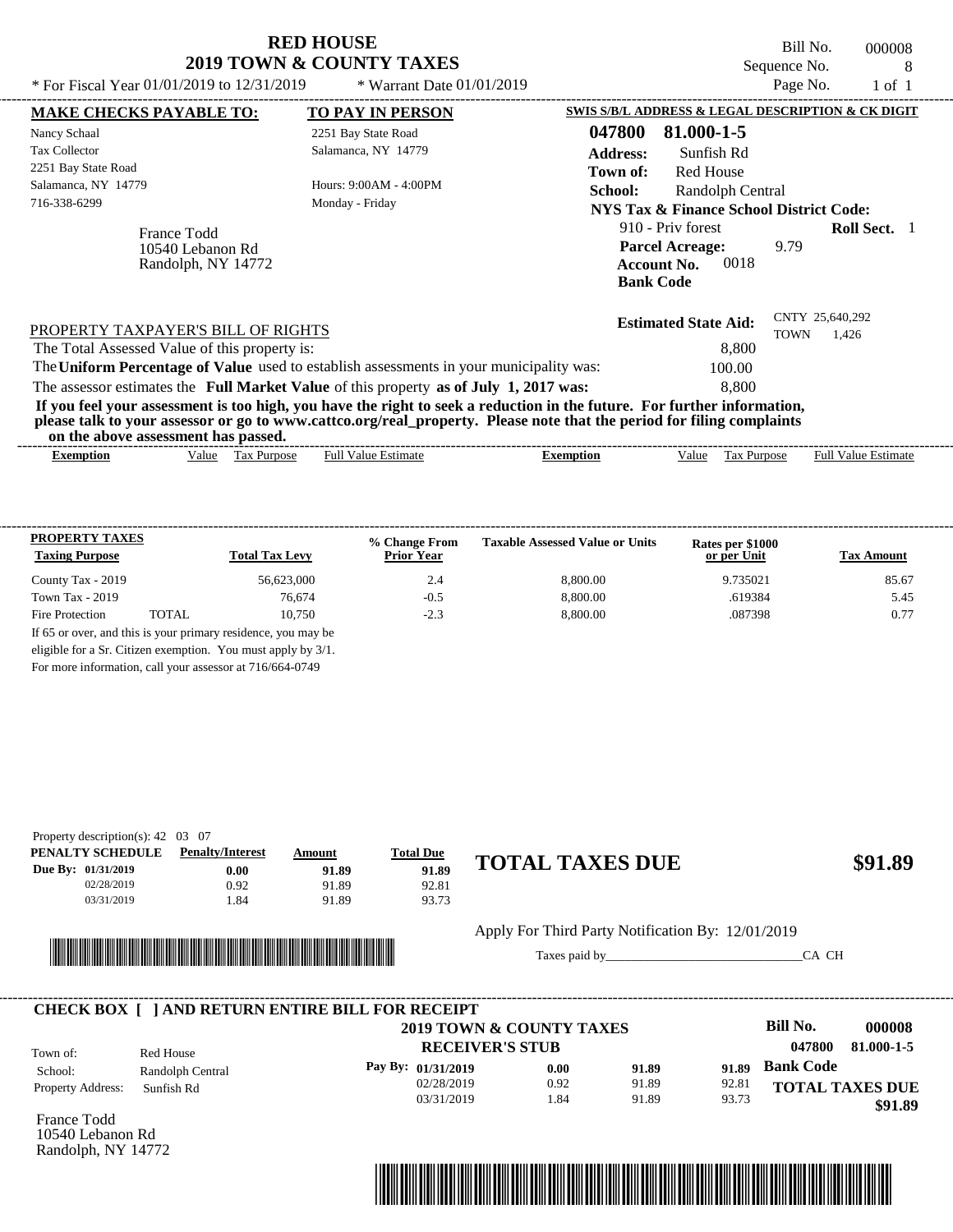# RED HOUSE
## 2019 TOWN & COUNTY TAXES

\* For Fiscal Year 01/01/2019 to 12/31/2019 \* Warrant Date 01/01/2019

Bill No. 000008
Sequence No. 8
Page No. 1 of 1

**MAKE CHECKS PAYABLE TO:**
Nancy Schaal
Tax Collector
2251 Bay State Road
Salamanca, NY 14779
716-338-6299

**TO PAY IN PERSON**
2251 Bay State Road
Salamanca, NY 14779

Hours: 9:00AM - 4:00PM
Monday - Friday

France Todd
10540 Lebanon Rd
Randolph, NY 14772

**SWIS S/B/L ADDRESS & LEGAL DESCRIPTION & CK DIGIT**
**047800 81.000-1-5**
**Address:** Sunfish Rd
**Town of:** Red House
**School:** Randolph Central
**NYS Tax & Finance School District Code:**
910 - Priv forest **Roll Sect.** 1
**Parcel Acreage:** 9.79
**Account No.** 0018
**Bank Code**

**Estimated State Aid:** CNTY 25,640,292 TOWN 1,426

PROPERTY TAXPAYER'S BILL OF RIGHTS

The Total Assessed Value of this property is: 8,800
The **Uniform Percentage of Value** used to establish assessments in your municipality was: 100.00
The assessor estimates the **Full Market Value** of this property **as of July 1, 2017 was:** 8,800

**If you feel your assessment is too high, you have the right to seek a reduction in the future. For further information, please talk to your assessor or go to www.cattco.org/real_property. Please note that the period for filing complaints on the above assessment has passed.**

| Exemption | Value | Tax Purpose | Full Value Estimate | Exemption | Value | Tax Purpose | Full Value Estimate |
|---|---|---|---|---|---|---|---|

| PROPERTY TAXES Taxing Purpose | Total Tax Levy | % Change From Prior Year | Taxable Assessed Value or Units | Rates per $1000 or per Unit | Tax Amount |
|---|---|---|---|---|---|
| County Tax - 2019 | 56,623,000 | 2.4 | 8,800.00 | 9.735021 | 85.67 |
| Town Tax - 2019 | 76,674 | -0.5 | 8,800.00 | .619384 | 5.45 |
| Fire Protection TOTAL | 10,750 | -2.3 | 8,800.00 | .087398 | 0.77 |

If 65 or over, and this is your primary residence, you may be eligible for a Sr. Citizen exemption. You must apply by 3/1. For more information, call your assessor at 716/664-0749

Property description(s): 42 03 07

| PENALTY SCHEDULE | Penalty/Interest | Amount | Total Due |
|---|---|---|---|
| Due By: 01/31/2019 | 0.00 | 91.89 | 91.89 |
| 02/28/2019 | 0.92 | 91.89 | 92.81 |
| 03/31/2019 | 1.84 | 91.89 | 93.73 |

**TOTAL TAXES DUE $91.89**

Apply For Third Party Notification By: 12/01/2019

Taxes paid by________________________________CA CH

**CHECK BOX [ ] AND RETURN ENTIRE BILL FOR RECEIPT**

**2019 TOWN & COUNTY TAXES**
**RECEIVER'S STUB**

**Bill No. 000008**
**047800 81.000-1-5**

Town of: Red House
School: Randolph Central
Property Address: Sunfish Rd

| Pay By: | | | |
|---|---|---|---|
| 01/31/2019 | 0.00 | 91.89 | 91.89 |
| 02/28/2019 | 0.92 | 91.89 | 92.81 |
| 03/31/2019 | 1.84 | 91.89 | 93.73 |

**Bank Code**
**TOTAL TAXES DUE $91.89**

France Todd
10540 Lebanon Rd
Randolph, NY 14772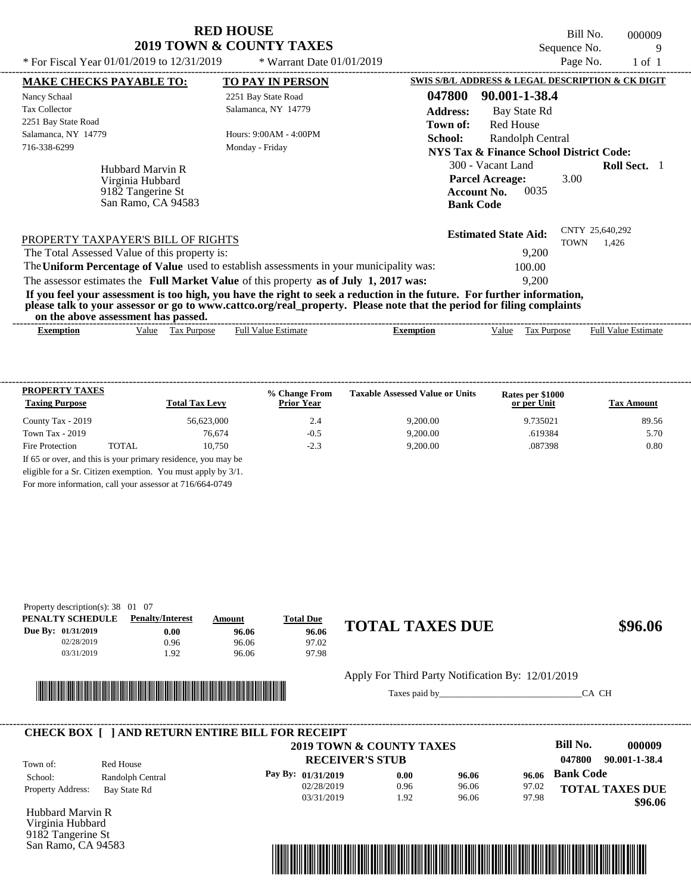# RED HOUSE
## 2019 TOWN & COUNTY TAXES

Bill No. 000009
Sequence No. 9
Page No. 1 of 1

* For Fiscal Year 01/01/2019 to 12/31/2019 * Warrant Date 01/01/2019

**MAKE CHECKS PAYABLE TO:**

Nancy Schaal
Tax Collector
2251 Bay State Road
Salamanca, NY 14779
716-338-6299

**TO PAY IN PERSON**

2251 Bay State Road
Salamanca, NY 14779

Hours: 9:00AM - 4:00PM
Monday - Friday

**SWIS S/B/L ADDRESS & LEGAL DESCRIPTION & CK DIGIT**

**047800 90.001-1-38.4**

**Address:** Bay State Rd
**Town of:** Red House
**School:** Randolph Central
**NYS Tax & Finance School District Code:**
300 - Vacant Land **Roll Sect.** 1
**Parcel Acreage:** 3.00
**Account No.** 0035
**Bank Code**

Hubbard Marvin R
Virginia Hubbard
9182 Tangerine St
San Ramo, CA 94583

**Estimated State Aid:** CNTY 25,640,292 TOWN 1,426

PROPERTY TAXPAYER'S BILL OF RIGHTS

The Total Assessed Value of this property is: 9,200
The **Uniform Percentage of Value** used to establish assessments in your municipality was: 100.00
The assessor estimates the **Full Market Value** of this property **as of July 1, 2017 was:** 9,200

**If you feel your assessment is too high, you have the right to seek a reduction in the future. For further information, please talk to your assessor or go to www.cattco.org/real_property. Please note that the period for filing complaints on the above assessment has passed.**

| Exemption | Value | Tax Purpose | Full Value Estimate | Exemption | Value | Tax Purpose | Full Value Estimate |
|---|---|---|---|---|---|---|---|

| PROPERTY TAXES Taxing Purpose | | Total Tax Levy | % Change From Prior Year | Taxable Assessed Value or Units | Rates per $1000 or per Unit | Tax Amount |
|---|---|---|---|---|---|---|
| County Tax - 2019 | | 56,623,000 | 2.4 | 9,200.00 | 9.735021 | 89.56 |
| Town Tax - 2019 | | 76,674 | -0.5 | 9,200.00 | .619384 | 5.70 |
| Fire Protection | TOTAL | 10,750 | -2.3 | 9,200.00 | .087398 | 0.80 |

If 65 or over, and this is your primary residence, you may be eligible for a Sr. Citizen exemption. You must apply by 3/1.
For more information, call your assessor at 716/664-0749

Property description(s): 38 01 07

| PENALTY SCHEDULE | Penalty/Interest | Amount | Total Due |
|---|---|---|---|
| Due By: 01/31/2019 | 0.00 | 96.06 | 96.06 |
| 02/28/2019 | 0.96 | 96.06 | 97.02 |
| 03/31/2019 | 1.92 | 96.06 | 97.98 |

**TOTAL TAXES DUE $96.06**

Apply For Third Party Notification By: 12/01/2019

Taxes paid by_______________________________CA CH

**CHECK BOX [ ] AND RETURN ENTIRE BILL FOR RECEIPT**

**2019 TOWN & COUNTY TAXES**
**RECEIVER'S STUB**

**Bill No. 000009**
**047800 90.001-1-38.4**

Town of: Red House
School: Randolph Central
Property Address: Bay State Rd

| Pay By: | | | |
|---|---|---|---|
| 01/31/2019 | 0.00 | 96.06 | 96.06 |
| 02/28/2019 | 0.96 | 96.06 | 97.02 |
| 03/31/2019 | 1.92 | 96.06 | 97.98 |

**Bank Code**

**TOTAL TAXES DUE $96.06**

Hubbard Marvin R
Virginia Hubbard
9182 Tangerine St
San Ramo, CA 94583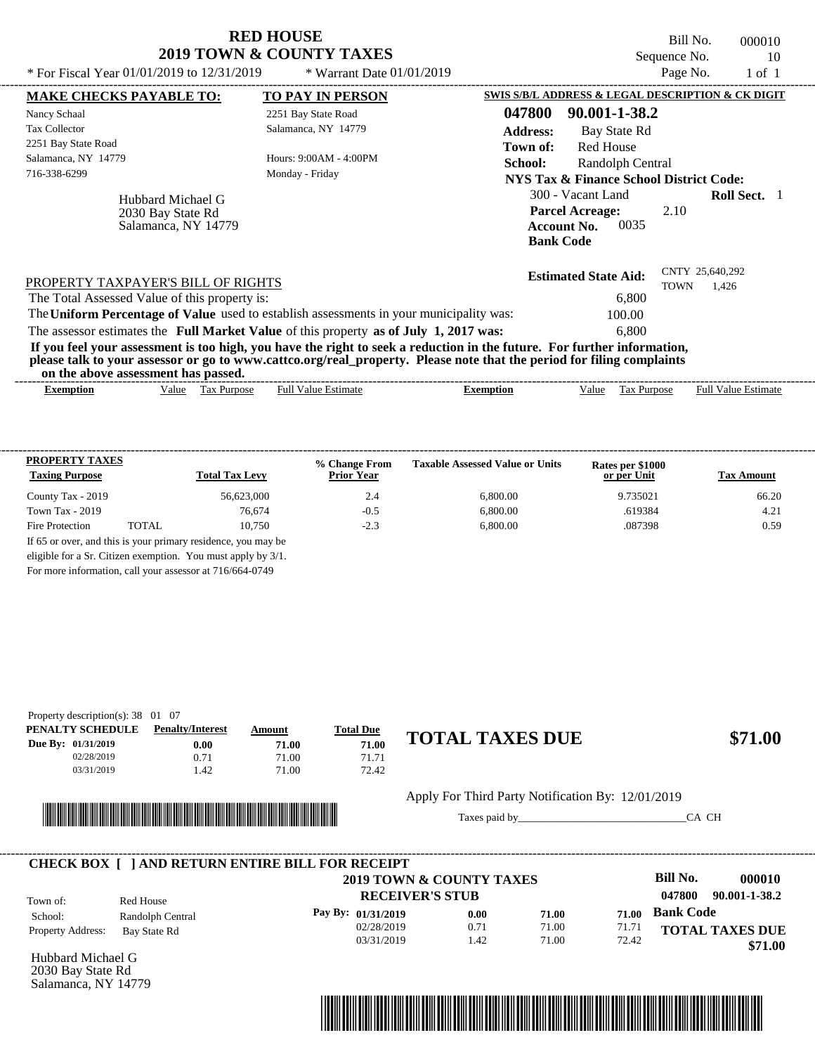# RED HOUSE
## 2019 TOWN & COUNTY TAXES

\* For Fiscal Year 01/01/2019 to 12/31/2019 &nbsp;&nbsp; \* Warrant Date 01/01/2019

Bill No. 000010
Sequence No. 10
Page No. 1 of 1

**MAKE CHECKS PAYABLE TO:**
Nancy Schaal
Tax Collector
2251 Bay State Road
Salamanca, NY 14779
716-338-6299

**TO PAY IN PERSON**
2251 Bay State Road
Salamanca, NY 14779
Hours: 9:00AM - 4:00PM
Monday - Friday

Hubbard Michael G
2030 Bay State Rd
Salamanca, NY 14779

**SWIS S/B/L ADDRESS & LEGAL DESCRIPTION & CK DIGIT**
**047800 90.001-1-38.2**
**Address:** Bay State Rd
**Town of:** Red House
**School:** Randolph Central
**NYS Tax & Finance School District Code:**
300 - Vacant Land &nbsp;&nbsp; **Roll Sect.** 1
**Parcel Acreage:** 2.10
**Account No.** 0035
**Bank Code**

**Estimated State Aid:** CNTY 25,640,292 TOWN 1,426

PROPERTY TAXPAYER'S BILL OF RIGHTS

The Total Assessed Value of this property is: 6,800
The **Uniform Percentage of Value** used to establish assessments in your municipality was: 100.00
The assessor estimates the **Full Market Value** of this property **as of July 1, 2017 was:** 6,800

**If you feel your assessment is too high, you have the right to seek a reduction in the future. For further information, please talk to your assessor or go to www.cattco.org/real_property. Please note that the period for filing complaints on the above assessment has passed.**

| Exemption | Value | Tax Purpose | Full Value Estimate | Exemption | Value | Tax Purpose | Full Value Estimate |
|---|---|---|---|---|---|---|---|

| PROPERTY TAXES Taxing Purpose | Total Tax Levy | % Change From Prior Year | Taxable Assessed Value or Units | Rates per $1000 or per Unit | Tax Amount |
|---|---|---|---|---|---|
| County Tax - 2019 | 56,623,000 | 2.4 | 6,800.00 | 9.735021 | 66.20 |
| Town Tax - 2019 | 76,674 | -0.5 | 6,800.00 | .619384 | 4.21 |
| Fire Protection TOTAL | 10,750 | -2.3 | 6,800.00 | .087398 | 0.59 |

If 65 or over, and this is your primary residence, you may be eligible for a Sr. Citizen exemption. You must apply by 3/1. For more information, call your assessor at 716/664-0749

Property description(s): 38 01 07

| PENALTY SCHEDULE | Penalty/Interest | Amount | Total Due |
|---|---|---|---|
| Due By: 01/31/2019 | 0.00 | 71.00 | 71.00 |
| 02/28/2019 | 0.71 | 71.00 | 71.71 |
| 03/31/2019 | 1.42 | 71.00 | 72.42 |

**TOTAL TAXES DUE $71.00**

Apply For Third Party Notification By: 12/01/2019

Taxes paid by_______________________________CA CH

**CHECK BOX [ ] AND RETURN ENTIRE BILL FOR RECEIPT**

**2019 TOWN & COUNTY TAXES**
**RECEIVER'S STUB**

**Bill No. 000010**
**047800 90.001-1-38.2**

Town of: Red House
School: Randolph Central
Property Address: Bay State Rd

| Pay By: | | | |
|---|---|---|---|
| 01/31/2019 | 0.00 | 71.00 | 71.00 |
| 02/28/2019 | 0.71 | 71.00 | 71.71 |
| 03/31/2019 | 1.42 | 71.00 | 72.42 |

**Bank Code**

**TOTAL TAXES DUE $71.00**

Hubbard Michael G
2030 Bay State Rd
Salamanca, NY 14779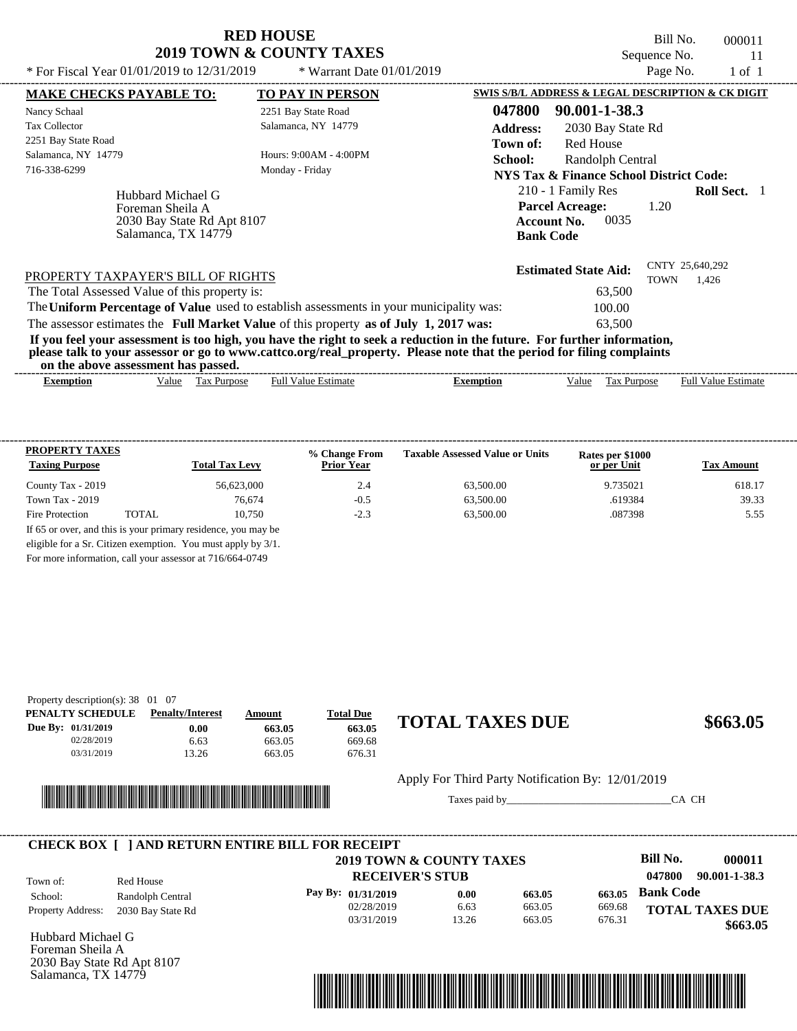# RED HOUSE
## 2019 TOWN & COUNTY TAXES

\* For Fiscal Year 01/01/2019 to 12/31/2019 &nbsp;&nbsp; \* Warrant Date 01/01/2019

Bill No. 000011
Sequence No. 11
Page No. 1 of 1

| MAKE CHECKS PAYABLE TO: | TO PAY IN PERSON | SWIS S/B/L ADDRESS & LEGAL DESCRIPTION & CK DIGIT |
|---|---|---|
| Nancy Schaal | 2251 Bay State Road | 047800 90.001-1-38.3 |
| Tax Collector | Salamanca, NY 14779 | Address: 2030 Bay State Rd |
| 2251 Bay State Road | | Town of: Red House |
| Salamanca, NY 14779 | Hours: 9:00AM - 4:00PM | School: Randolph Central |
| 716-338-6299 | Monday - Friday | NYS Tax & Finance School District Code: |

Hubbard Michael G
Foreman Sheila A
2030 Bay State Rd Apt 8107
Salamanca, TX 14779

210 - 1 Family Res &nbsp;&nbsp; **Roll Sect.** 1
**Parcel Acreage:** 1.20
**Account No.** 0035
**Bank Code**

**Estimated State Aid:** CNTY 25,640,292 TOWN 1,426

PROPERTY TAXPAYER'S BILL OF RIGHTS

The Total Assessed Value of this property is: 63,500
The **Uniform Percentage of Value** used to establish assessments in your municipality was: 100.00
The assessor estimates the **Full Market Value** of this property **as of July 1, 2017 was:** 63,500

**If you feel your assessment is too high, you have the right to seek a reduction in the future. For further information, please talk to your assessor or go to www.cattco.org/real_property. Please note that the period for filing complaints on the above assessment has passed.**

| Exemption | Value | Tax Purpose | Full Value Estimate | Exemption | Value | Tax Purpose | Full Value Estimate |
|---|---|---|---|---|---|---|---|

| PROPERTY TAXES Taxing Purpose | Total Tax Levy | % Change From Prior Year | Taxable Assessed Value or Units | Rates per $1000 or per Unit | Tax Amount |
|---|---|---|---|---|---|
| County Tax - 2019 | 56,623,000 | 2.4 | 63,500.00 | 9.735021 | 618.17 |
| Town Tax - 2019 | 76,674 | -0.5 | 63,500.00 | .619384 | 39.33 |
| Fire Protection TOTAL | 10,750 | -2.3 | 63,500.00 | .087398 | 5.55 |

If 65 or over, and this is your primary residence, you may be eligible for a Sr. Citizen exemption. You must apply by 3/1. For more information, call your assessor at 716/664-0749

Property description(s): 38 01 07

| PENALTY SCHEDULE | Penalty/Interest | Amount | Total Due |
|---|---|---|---|
| Due By: 01/31/2019 | 0.00 | 663.05 | 663.05 |
| 02/28/2019 | 6.63 | 663.05 | 669.68 |
| 03/31/2019 | 13.26 | 663.05 | 676.31 |

## TOTAL TAXES DUE $663.05

Apply For Third Party Notification By: 12/01/2019

Taxes paid by______________________________CA CH

### CHECK BOX [ ] AND RETURN ENTIRE BILL FOR RECEIPT

**2019 TOWN & COUNTY TAXES**
**RECEIVER'S STUB**

**Bill No. 000011**
**047800 90.001-1-38.3**

Town of: Red House
School: Randolph Central
Property Address: 2030 Bay State Rd

| Pay By: | | | |
|---|---|---|---|
| 01/31/2019 | 0.00 | 663.05 | 663.05 |
| 02/28/2019 | 6.63 | 663.05 | 669.68 |
| 03/31/2019 | 13.26 | 663.05 | 676.31 |

**Bank Code**

**TOTAL TAXES DUE $663.05**

Hubbard Michael G
Foreman Sheila A
2030 Bay State Rd Apt 8107
Salamanca, TX 14779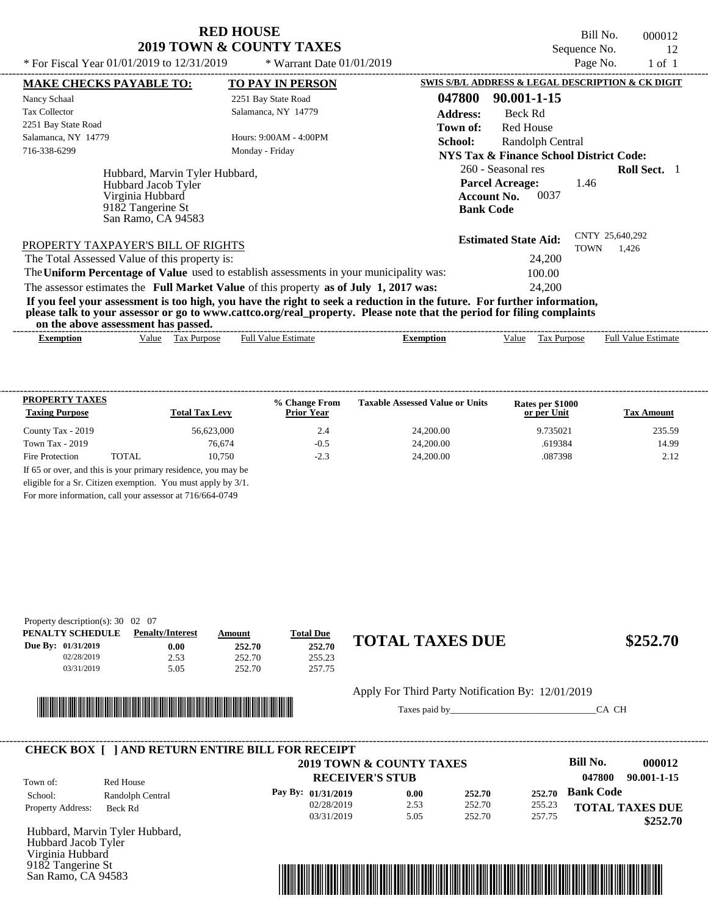# RED HOUSE
## 2019 TOWN & COUNTY TAXES

Bill No. 000012
Sequence No. 12

* For Fiscal Year 01/01/2019 to 12/31/2019 * Warrant Date 01/01/2019

**MAKE CHECKS PAYABLE TO:**
Nancy Schaal
Tax Collector
2251 Bay State Road
Salamanca, NY 14779
716-338-6299

**TO PAY IN PERSON**
2251 Bay State Road
Salamanca, NY 14779
Hours: 9:00AM - 4:00PM
Monday - Friday

**SWIS S/B/L ADDRESS & LEGAL DESCRIPTION & CK DIGIT**
**047800 90.001-1-15**
**Address:** Beck Rd
**Town of:** Red House
**School:** Randolph Central
**NYS Tax & Finance School District Code:**
260 - Seasonal res **Roll Sect.** 1
**Parcel Acreage:** 1.46
**Account No.** 0037
**Bank Code**

Hubbard, Marvin Tyler Hubbard,
Hubbard Jacob Tyler
Virginia Hubbard
9182 Tangerine St
San Ramo, CA 94583

**Estimated State Aid:** CNTY 25,640,292 TOWN 1,426

PROPERTY TAXPAYER'S BILL OF RIGHTS

The Total Assessed Value of this property is: 24,200
The **Uniform Percentage of Value** used to establish assessments in your municipality was: 100.00
The assessor estimates the **Full Market Value** of this property **as of July 1, 2017 was:** 24,200

**If you feel your assessment is too high, you have the right to seek a reduction in the future. For further information, please talk to your assessor or go to www.cattco.org/real_property. Please note that the period for filing complaints on the above assessment has passed.**

| Exemption | Value | Tax Purpose | Full Value Estimate | Exemption | Value | Tax Purpose | Full Value Estimate |
|---|---|---|---|---|---|---|---|

| PROPERTY TAXES Taxing Purpose | | Total Tax Levy | % Change From Prior Year | Taxable Assessed Value or Units | Rates per $1000 or per Unit | Tax Amount |
|---|---|---|---|---|---|---|
| County Tax - 2019 | | 56,623,000 | 2.4 | 24,200.00 | 9.735021 | 235.59 |
| Town Tax - 2019 | | 76,674 | -0.5 | 24,200.00 | .619384 | 14.99 |
| Fire Protection | TOTAL | 10,750 | -2.3 | 24,200.00 | .087398 | 2.12 |

If 65 or over, and this is your primary residence, you may be eligible for a Sr. Citizen exemption. You must apply by 3/1. For more information, call your assessor at 716/664-0749

Property description(s): 30 02 07

| PENALTY SCHEDULE | Penalty/Interest | Amount | Total Due |
|---|---|---|---|
| Due By: 01/31/2019 | 0.00 | 252.70 | 252.70 |
| 02/28/2019 | 2.53 | 252.70 | 255.23 |
| 03/31/2019 | 5.05 | 252.70 | 257.75 |

**TOTAL TAXES DUE $252.70**

Apply For Third Party Notification By: 12/01/2019

Taxes paid by_______________________________CA CH

**CHECK BOX [ ] AND RETURN ENTIRE BILL FOR RECEIPT**

**2019 TOWN & COUNTY TAXES**
**RECEIVER'S STUB**

**Bill No. 000012**
**047800 90.001-1-15**

Town of: Red House
School: Randolph Central
Property Address: Beck Rd

| Pay By: | | | | |
|---|---|---|---|---|
| 01/31/2019 | 0.00 | 252.70 | 252.70 | **Bank Code** |
| 02/28/2019 | 2.53 | 252.70 | 255.23 | |
| 03/31/2019 | 5.05 | 252.70 | 257.75 | |

**TOTAL TAXES DUE $252.70**

Hubbard, Marvin Tyler Hubbard,
Hubbard Jacob Tyler
Virginia Hubbard
9182 Tangerine St
San Ramo, CA 94583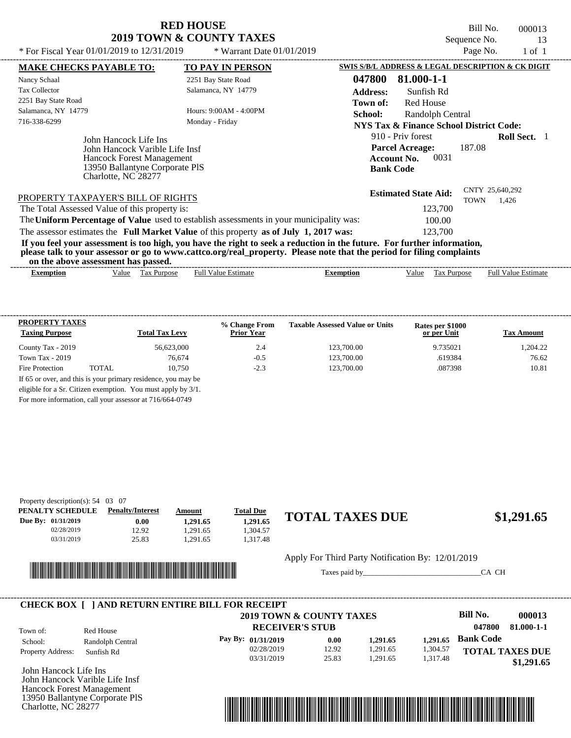# RED HOUSE
## 2019 TOWN & COUNTY TAXES

\* For Fiscal Year 01/01/2019 to 12/31/2019 \* Warrant Date 01/01/2019

Bill No. 000013
Sequence No. 13
Page No. 1 of 1

**MAKE CHECKS PAYABLE TO:**
Nancy Schaal
Tax Collector
2251 Bay State Road
Salamanca, NY 14779
716-338-6299

**TO PAY IN PERSON**
2251 Bay State Road
Salamanca, NY 14779
Hours: 9:00AM - 4:00PM
Monday - Friday

**SWIS S/B/L ADDRESS & LEGAL DESCRIPTION & CK DIGIT**
**047800 81.000-1-1**
**Address:** Sunfish Rd
**Town of:** Red House
**School:** Randolph Central
**NYS Tax & Finance School District Code:**
910 - Priv forest **Roll Sect.** 1
**Parcel Acreage:** 187.08
**Account No.** 0031
**Bank Code**

John Hancock Life Ins
John Hancock Varible Life Insf
Hancock Forest Management
13950 Ballantyne Corporate PlS
Charlotte, NC 28277

**Estimated State Aid:** CNTY 25,640,292 TOWN 1,426

PROPERTY TAXPAYER'S BILL OF RIGHTS

The Total Assessed Value of this property is: 123,700
The **Uniform Percentage of Value** used to establish assessments in your municipality was: 100.00
The assessor estimates the **Full Market Value** of this property **as of July 1, 2017 was:** 123,700

**If you feel your assessment is too high, you have the right to seek a reduction in the future. For further information, please talk to your assessor or go to www.cattco.org/real_property. Please note that the period for filing complaints on the above assessment has passed.**

| Exemption | Value | Tax Purpose | Full Value Estimate | Exemption | Value | Tax Purpose | Full Value Estimate |
|---|---|---|---|---|---|---|---|

| PROPERTY TAXES Taxing Purpose | Total Tax Levy | % Change From Prior Year | Taxable Assessed Value or Units | Rates per $1000 or per Unit | Tax Amount |
|---|---|---|---|---|---|
| County Tax - 2019 | 56,623,000 | 2.4 | 123,700.00 | 9.735021 | 1,204.22 |
| Town Tax - 2019 | 76,674 | -0.5 | 123,700.00 | .619384 | 76.62 |
| Fire Protection TOTAL | 10,750 | -2.3 | 123,700.00 | .087398 | 10.81 |

If 65 or over, and this is your primary residence, you may be eligible for a Sr. Citizen exemption. You must apply by 3/1. For more information, call your assessor at 716/664-0749

Property description(s): 54 03 07

| PENALTY SCHEDULE | Penalty/Interest | Amount | Total Due |
|---|---|---|---|
| Due By: 01/31/2019 | 0.00 | 1,291.65 | 1,291.65 |
| 02/28/2019 | 12.92 | 1,291.65 | 1,304.57 |
| 03/31/2019 | 25.83 | 1,291.65 | 1,317.48 |

**TOTAL TAXES DUE $1,291.65**

Apply For Third Party Notification By: 12/01/2019

Taxes paid by_______________________________CA CH

**CHECK BOX [ ] AND RETURN ENTIRE BILL FOR RECEIPT**

**2019 TOWN & COUNTY TAXES**
**RECEIVER'S STUB**

**Bill No. 000013**
**047800 81.000-1-1**

Town of: Red House
School: Randolph Central
Property Address: Sunfish Rd

| Pay By: | | | | |
|---|---|---|---|---|
| 01/31/2019 | 0.00 | 1,291.65 | 1,291.65 | Bank Code |
| 02/28/2019 | 12.92 | 1,291.65 | 1,304.57 | |
| 03/31/2019 | 25.83 | 1,291.65 | 1,317.48 | |

**TOTAL TAXES DUE $1,291.65**

John Hancock Life Ins
John Hancock Varible Life Insf
Hancock Forest Management
13950 Ballantyne Corporate PlS
Charlotte, NC 28277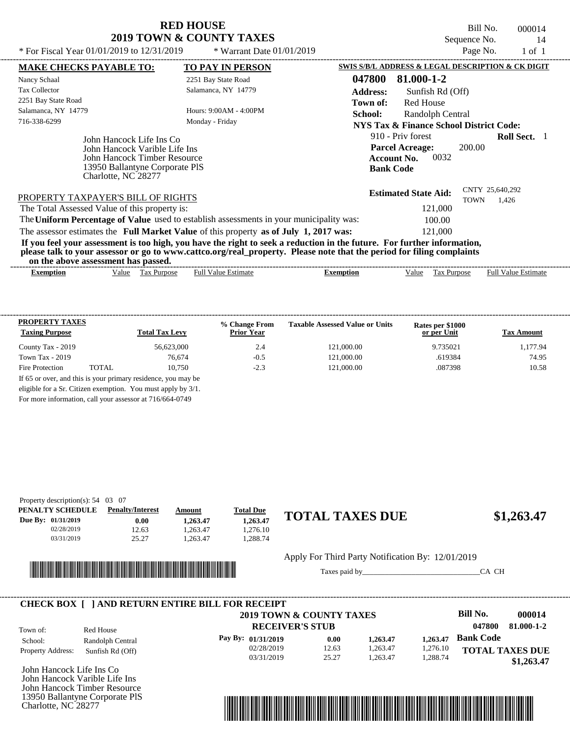# RED HOUSE
## 2019 TOWN & COUNTY TAXES

Bill No. 000014
Sequence No. 14
Page No. 1 of 1

* For Fiscal Year 01/01/2019 to 12/31/2019 * Warrant Date 01/01/2019

**MAKE CHECKS PAYABLE TO:**
Nancy Schaal
Tax Collector
2251 Bay State Road
Salamanca, NY 14779
716-338-6299

**TO PAY IN PERSON**
2251 Bay State Road
Salamanca, NY 14779
Hours: 9:00AM - 4:00PM
Monday - Friday

**SWIS S/B/L ADDRESS & LEGAL DESCRIPTION & CK DIGIT**
**047800 81.000-1-2**
**Address:** Sunfish Rd (Off)
**Town of:** Red House
**School:** Randolph Central
**NYS Tax & Finance School District Code:**
910 - Priv forest **Roll Sect.** 1
**Parcel Acreage:** 200.00
**Account No.** 0032
**Bank Code**

John Hancock Life Ins Co
John Hancock Varible Life Ins
John Hancock Timber Resource
13950 Ballantyne Corporate PlS
Charlotte, NC 28277

**Estimated State Aid:** CNTY 25,640,292 TOWN 1,426

PROPERTY TAXPAYER'S BILL OF RIGHTS

The Total Assessed Value of this property is: 121,000
The **Uniform Percentage of Value** used to establish assessments in your municipality was: 100.00
The assessor estimates the **Full Market Value** of this property **as of July 1, 2017 was:** 121,000

**If you feel your assessment is too high, you have the right to seek a reduction in the future. For further information, please talk to your assessor or go to www.cattco.org/real_property. Please note that the period for filing complaints on the above assessment has passed.**

| Exemption | Value | Tax Purpose | Full Value Estimate | Exemption | Value | Tax Purpose | Full Value Estimate |
|---|---|---|---|---|---|---|---|

**PROPERTY TAXES**

| Taxing Purpose | Total Tax Levy | % Change From Prior Year | Taxable Assessed Value or Units | Rates per $1000 or per Unit | Tax Amount |
|---|---|---|---|---|---|
| County Tax - 2019 | 56,623,000 | 2.4 | 121,000.00 | 9.735021 | 1,177.94 |
| Town Tax - 2019 | 76,674 | -0.5 | 121,000.00 | .619384 | 74.95 |
| Fire Protection TOTAL | 10,750 | -2.3 | 121,000.00 | .087398 | 10.58 |

If 65 or over, and this is your primary residence, you may be eligible for a Sr. Citizen exemption. You must apply by 3/1. For more information, call your assessor at 716/664-0749

Property description(s): 54 03 07

| PENALTY SCHEDULE | Penalty/Interest | Amount | Total Due |
|---|---|---|---|
| Due By: 01/31/2019 | 0.00 | 1,263.47 | 1,263.47 |
| 02/28/2019 | 12.63 | 1,263.47 | 1,276.10 |
| 03/31/2019 | 25.27 | 1,263.47 | 1,288.74 |

## TOTAL TAXES DUE $1,263.47

Apply For Third Party Notification By: 12/01/2019

Taxes paid by_______________________________CA CH

**CHECK BOX [ ] AND RETURN ENTIRE BILL FOR RECEIPT**

**2019 TOWN & COUNTY TAXES**
**RECEIVER'S STUB**

Bill No. 000014
047800 81.000-1-2

Town of: Red House
School: Randolph Central
Property Address: Sunfish Rd (Off)

| Pay By: | | | | |
|---|---|---|---|---|
| 01/31/2019 | 0.00 | 1,263.47 | 1,263.47 | Bank Code |
| 02/28/2019 | 12.63 | 1,263.47 | 1,276.10 | |
| 03/31/2019 | 25.27 | 1,263.47 | 1,288.74 | |

**TOTAL TAXES DUE $1,263.47**

John Hancock Life Ins Co
John Hancock Varible Life Ins
John Hancock Timber Resource
13950 Ballantyne Corporate PlS
Charlotte, NC 28277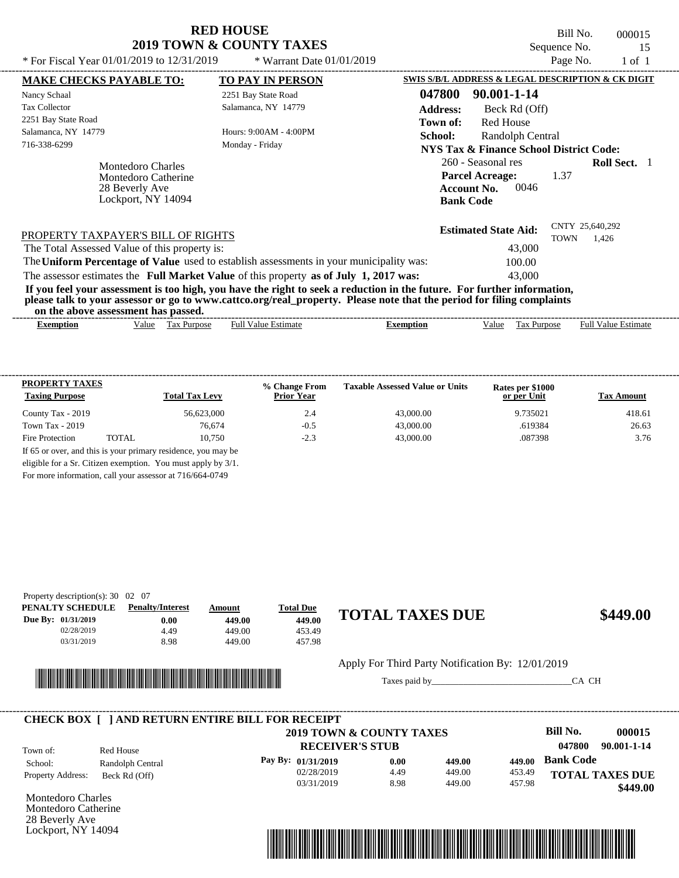# RED HOUSE
## 2019 TOWN & COUNTY TAXES

\* For Fiscal Year 01/01/2019 to 12/31/2019 \* Warrant Date 01/01/2019

Bill No. 000015
Sequence No. 15
Page No. 1 of 1

**MAKE CHECKS PAYABLE TO:**
Nancy Schaal
Tax Collector
2251 Bay State Road
Salamanca, NY 14779
716-338-6299

**TO PAY IN PERSON**
2251 Bay State Road
Salamanca, NY 14779

Hours: 9:00AM - 4:00PM
Monday - Friday

**SWIS S/B/L ADDRESS & LEGAL DESCRIPTION & CK DIGIT**
**047800 90.001-1-14**
**Address:** Beck Rd (Off)
**Town of:** Red House
**School:** Randolph Central
**NYS Tax & Finance School District Code:**
260 - Seasonal res **Roll Sect.** 1
**Parcel Acreage:** 1.37
**Account No.** 0046
**Bank Code**

Montedoro Charles
Montedoro Catherine
28 Beverly Ave
Lockport, NY 14094

**Estimated State Aid:** CNTY 25,640,292 TOWN 1,426

PROPERTY TAXPAYER'S BILL OF RIGHTS

The Total Assessed Value of this property is: 43,000
The **Uniform Percentage of Value** used to establish assessments in your municipality was: 100.00
The assessor estimates the **Full Market Value** of this property **as of July 1, 2017 was:** 43,000

**If you feel your assessment is too high, you have the right to seek a reduction in the future. For further information, please talk to your assessor or go to www.cattco.org/real_property. Please note that the period for filing complaints on the above assessment has passed.**

| Exemption | Value | Tax Purpose | Full Value Estimate | Exemption | Value | Tax Purpose | Full Value Estimate |
|---|---|---|---|---|---|---|---|

| PROPERTY TAXES Taxing Purpose | Total Tax Levy | % Change From Prior Year | Taxable Assessed Value or Units | Rates per $1000 or per Unit | Tax Amount |
|---|---|---|---|---|---|
| County Tax - 2019 | 56,623,000 | 2.4 | 43,000.00 | 9.735021 | 418.61 |
| Town Tax - 2019 | 76,674 | -0.5 | 43,000.00 | .619384 | 26.63 |
| Fire Protection TOTAL | 10,750 | -2.3 | 43,000.00 | .087398 | 3.76 |

If 65 or over, and this is your primary residence, you may be eligible for a Sr. Citizen exemption. You must apply by 3/1. For more information, call your assessor at 716/664-0749

Property description(s): 30 02 07

| PENALTY SCHEDULE | Penalty/Interest | Amount | Total Due |
|---|---|---|---|
| Due By: 01/31/2019 | 0.00 | 449.00 | 449.00 |
| 02/28/2019 | 4.49 | 449.00 | 453.49 |
| 03/31/2019 | 8.98 | 449.00 | 457.98 |

**TOTAL TAXES DUE $449.00**

Apply For Third Party Notification By: 12/01/2019

Taxes paid by_______________________________CA CH

**CHECK BOX [ ] AND RETURN ENTIRE BILL FOR RECEIPT**

**2019 TOWN & COUNTY TAXES**
**RECEIVER'S STUB**

**Bill No. 000015**
**047800 90.001-1-14**

Town of: Red House
School: Randolph Central
Property Address: Beck Rd (Off)

| Pay By: | Penalty/Interest | Amount | Total Due |
|---|---|---|---|
| 01/31/2019 | 0.00 | 449.00 | 449.00 |
| 02/28/2019 | 4.49 | 449.00 | 453.49 |
| 03/31/2019 | 8.98 | 449.00 | 457.98 |

**Bank Code**

**TOTAL TAXES DUE $449.00**

Montedoro Charles
Montedoro Catherine
28 Beverly Ave
Lockport, NY 14094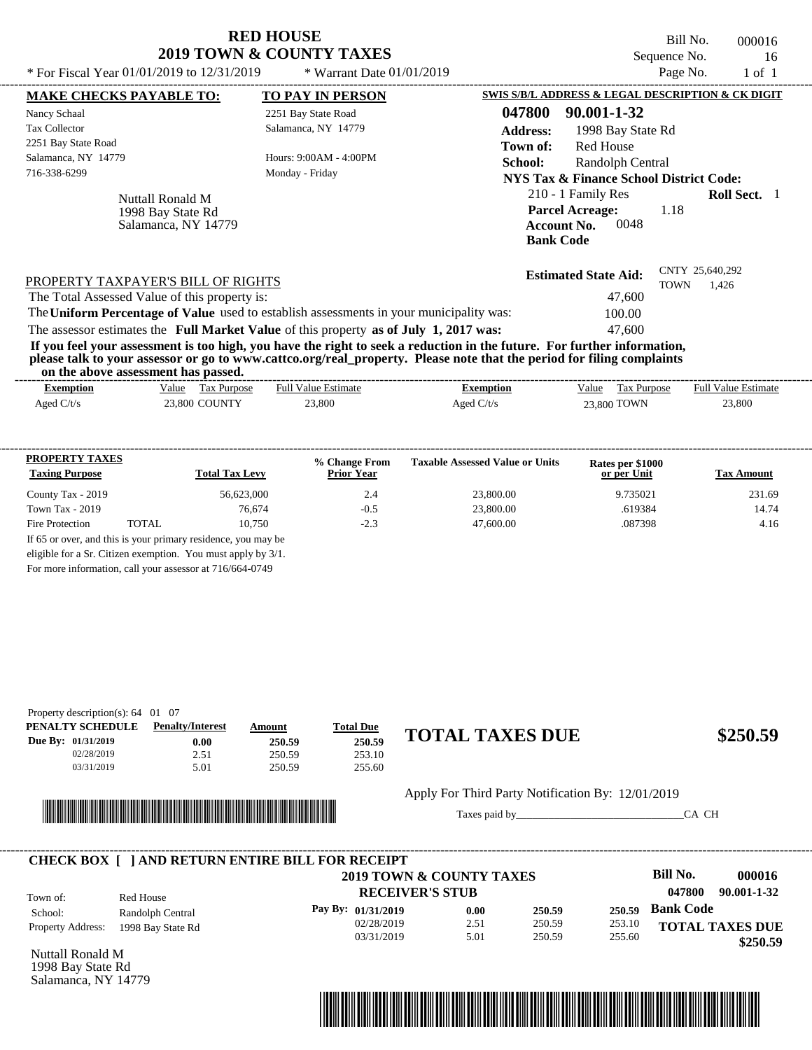# RED HOUSE
## 2019 TOWN & COUNTY TAXES

Bill No. 000016
Sequence No. 16
Page No. 1 of 1

* For Fiscal Year 01/01/2019 to 12/31/2019 * Warrant Date 01/01/2019

**MAKE CHECKS PAYABLE TO:**
Nancy Schaal
Tax Collector
2251 Bay State Road
Salamanca, NY 14779
716-338-6299

**TO PAY IN PERSON**
2251 Bay State Road
Salamanca, NY 14779

Hours: 9:00AM - 4:00PM
Monday - Friday

**SWIS S/B/L ADDRESS & LEGAL DESCRIPTION & CK DIGIT**
**047800 90.001-1-32**
**Address:** 1998 Bay State Rd
**Town of:** Red House
**School:** Randolph Central
**NYS Tax & Finance School District Code:**
210 - 1 Family Res **Roll Sect.** 1
**Parcel Acreage:** 1.18
**Account No.** 0048
**Bank Code**

Nuttall Ronald M
1998 Bay State Rd
Salamanca, NY 14779

**Estimated State Aid:** CNTY 25,640,292 TOWN 1,426

PROPERTY TAXPAYER'S BILL OF RIGHTS

The Total Assessed Value of this property is: 47,600
The **Uniform Percentage of Value** used to establish assessments in your municipality was: 100.00
The assessor estimates the **Full Market Value** of this property **as of July 1, 2017 was:** 47,600

**If you feel your assessment is too high, you have the right to seek a reduction in the future. For further information, please talk to your assessor or go to www.cattco.org/real_property. Please note that the period for filing complaints on the above assessment has passed.**

| Exemption | Value | Tax Purpose | Full Value Estimate | Exemption | Value | Tax Purpose | Full Value Estimate |
|---|---|---|---|---|---|---|---|
| Aged C/t/s | 23,800 | COUNTY | 23,800 | Aged C/t/s | 23,800 | TOWN | 23,800 |

| PROPERTY TAXES Taxing Purpose | | Total Tax Levy | % Change From Prior Year | Taxable Assessed Value or Units | Rates per $1000 or per Unit | Tax Amount |
|---|---|---|---|---|---|---|
| County Tax - 2019 | | 56,623,000 | 2.4 | 23,800.00 | 9.735021 | 231.69 |
| Town Tax - 2019 | | 76,674 | -0.5 | 23,800.00 | .619384 | 14.74 |
| Fire Protection | TOTAL | 10,750 | -2.3 | 47,600.00 | .087398 | 4.16 |

If 65 or over, and this is your primary residence, you may be eligible for a Sr. Citizen exemption. You must apply by 3/1.
For more information, call your assessor at 716/664-0749

Property description(s): 64 01 07

| PENALTY SCHEDULE | Penalty/Interest | Amount | Total Due |
|---|---|---|---|
| Due By: 01/31/2019 | 0.00 | 250.59 | 250.59 |
| 02/28/2019 | 2.51 | 250.59 | 253.10 |
| 03/31/2019 | 5.01 | 250.59 | 255.60 |

**TOTAL TAXES DUE $250.59**

Apply For Third Party Notification By: 12/01/2019

Taxes paid by______________________________CA CH

**CHECK BOX [ ] AND RETURN ENTIRE BILL FOR RECEIPT**

**2019 TOWN & COUNTY TAXES**
**RECEIVER'S STUB**

**Bill No. 000016**
**047800 90.001-1-32**

Town of: Red House
School: Randolph Central
Property Address: 1998 Bay State Rd

| Pay By: | | | |
|---|---|---|---|
| 01/31/2019 | 0.00 | 250.59 | 250.59 |
| 02/28/2019 | 2.51 | 250.59 | 253.10 |
| 03/31/2019 | 5.01 | 250.59 | 255.60 |

**Bank Code**

**TOTAL TAXES DUE $250.59**

Nuttall Ronald M
1998 Bay State Rd
Salamanca, NY 14779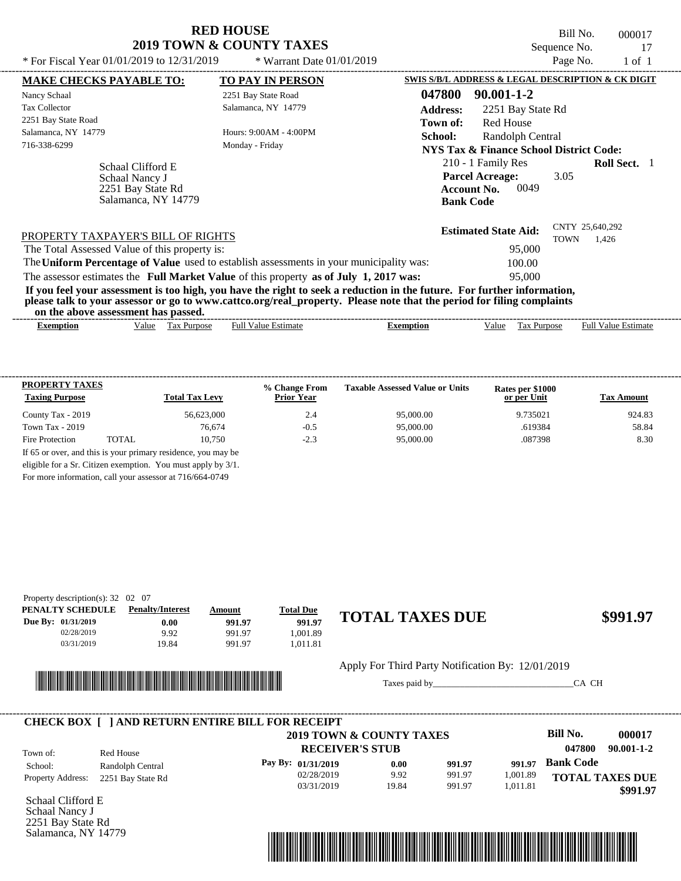# RED HOUSE
## 2019 TOWN & COUNTY TAXES

\* For Fiscal Year 01/01/2019 to 12/31/2019 \* Warrant Date 01/01/2019

Bill No. 000017
Sequence No. 17
Page No. 1 of 1

**MAKE CHECKS PAYABLE TO:**
Nancy Schaal
Tax Collector
2251 Bay State Road
Salamanca, NY 14779
716-338-6299

**TO PAY IN PERSON**
2251 Bay State Road
Salamanca, NY 14779
Hours: 9:00AM - 4:00PM
Monday - Friday

Schaal Clifford E
Schaal Nancy J
2251 Bay State Rd
Salamanca, NY 14779

**SWIS S/B/L ADDRESS & LEGAL DESCRIPTION & CK DIGIT**
**047800 90.001-1-2**
**Address:** 2251 Bay State Rd
**Town of:** Red House
**School:** Randolph Central
**NYS Tax & Finance School District Code:**
210 - 1 Family Res **Roll Sect.** 1
**Parcel Acreage:** 3.05
**Account No.** 0049
**Bank Code**

**Estimated State Aid:** CNTY 25,640,292 TOWN 1,426

PROPERTY TAXPAYER'S BILL OF RIGHTS

| | |
|---|---|
| The Total Assessed Value of this property is: | 95,000 |
| The **Uniform Percentage of Value** used to establish assessments in your municipality was: | 100.00 |
| The assessor estimates the **Full Market Value** of this property **as of July 1, 2017 was:** | 95,000 |

**If you feel your assessment is too high, you have the right to seek a reduction in the future. For further information, please talk to your assessor or go to www.cattco.org/real_property. Please note that the period for filing complaints on the above assessment has passed.**

| Exemption | Value | Tax Purpose | Full Value Estimate | Exemption | Value | Tax Purpose | Full Value Estimate |
|---|---|---|---|---|---|---|---|

| PROPERTY TAXES Taxing Purpose | | Total Tax Levy | % Change From Prior Year | Taxable Assessed Value or Units | Rates per $1000 or per Unit | Tax Amount |
|---|---|---|---|---|---|---|
| County Tax - 2019 | | 56,623,000 | 2.4 | 95,000.00 | 9.735021 | 924.83 |
| Town Tax - 2019 | | 76,674 | -0.5 | 95,000.00 | .619384 | 58.84 |
| Fire Protection | TOTAL | 10,750 | -2.3 | 95,000.00 | .087398 | 8.30 |

If 65 or over, and this is your primary residence, you may be eligible for a Sr. Citizen exemption. You must apply by 3/1. For more information, call your assessor at 716/664-0749

Property description(s): 32 02 07

| PENALTY SCHEDULE | Penalty/Interest | Amount | Total Due |
|---|---|---|---|
| Due By: 01/31/2019 | 0.00 | 991.97 | 991.97 |
| 02/28/2019 | 9.92 | 991.97 | 1,001.89 |
| 03/31/2019 | 19.84 | 991.97 | 1,011.81 |

**TOTAL TAXES DUE $991.97**

Apply For Third Party Notification By: 12/01/2019

Taxes paid by_______________________________CA CH

**CHECK BOX [ ] AND RETURN ENTIRE BILL FOR RECEIPT**

**2019 TOWN & COUNTY TAXES**
**RECEIVER'S STUB**

Bill No. **000017**
**047800 90.001-1-2**

| | |
|---|---|
| Town of: | Red House |
| School: | Randolph Central |
| Property Address: | 2251 Bay State Rd |

| Pay By: | | | |
|---|---|---|---|
| 01/31/2019 | 0.00 | 991.97 | 991.97 |
| 02/28/2019 | 9.92 | 991.97 | 1,001.89 |
| 03/31/2019 | 19.84 | 991.97 | 1,011.81 |

**Bank Code**

**TOTAL TAXES DUE $991.97**

Schaal Clifford E
Schaal Nancy J
2251 Bay State Rd
Salamanca, NY 14779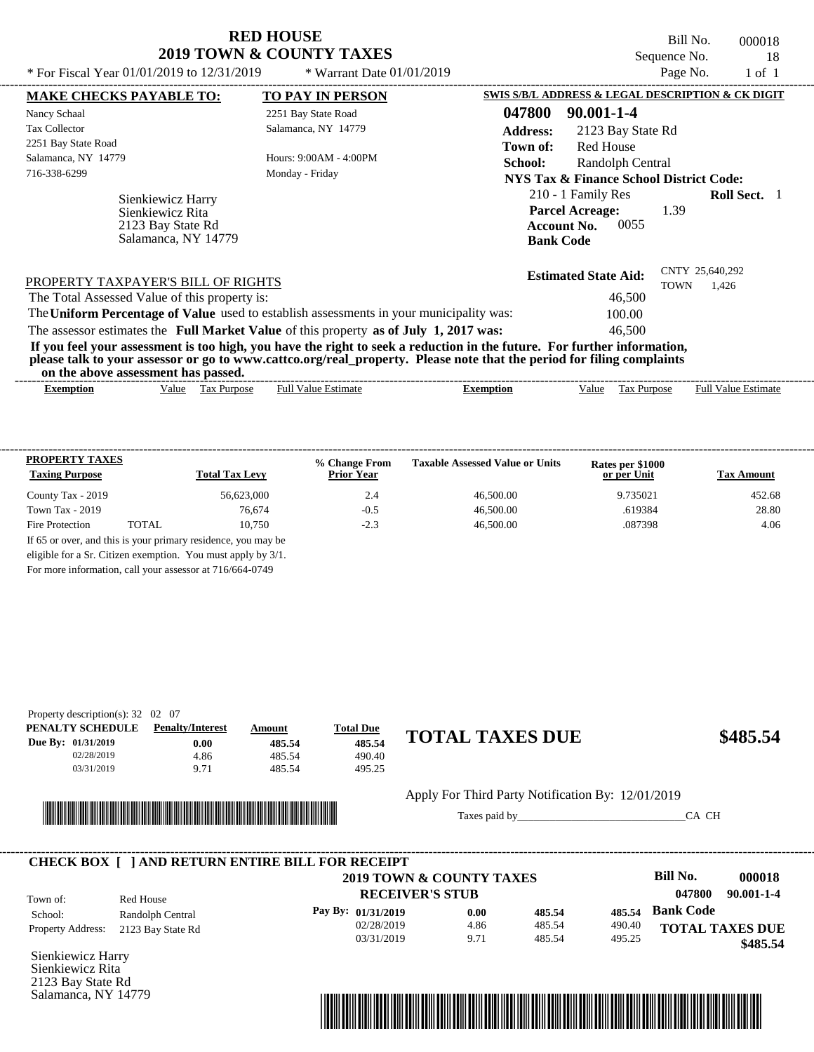# RED HOUSE
## 2019 TOWN & COUNTY TAXES

* For Fiscal Year 01/01/2019 to 12/31/2019 * Warrant Date 01/01/2019

Bill No. 000018
Sequence No. 18

| MAKE CHECKS PAYABLE TO: | TO PAY IN PERSON |
|---|---|
| Nancy Schaal | 2251 Bay State Road |
| Tax Collector | Salamanca, NY 14779 |
| 2251 Bay State Road | |
| Salamanca, NY 14779 | Hours: 9:00AM - 4:00PM |
| 716-338-6299 | Monday - Friday |

Sienkiewicz Harry
Sienkiewicz Rita
2123 Bay State Rd
Salamanca, NY 14779

**SWIS S/B/L ADDRESS & LEGAL DESCRIPTION & CK DIGIT**

**047800 90.001-1-4**

**Address:** 2123 Bay State Rd
**Town of:** Red House
**School:** Randolph Central
**NYS Tax & Finance School District Code:**
210 - 1 Family Res **Roll Sect.** 1
**Parcel Acreage:** 1.39
**Account No.** 0055
**Bank Code**

**Estimated State Aid:** CNTY 25,640,292 TOWN 1,426

PROPERTY TAXPAYER'S BILL OF RIGHTS

The Total Assessed Value of this property is: 46,500
The **Uniform Percentage of Value** used to establish assessments in your municipality was: 100.00
The assessor estimates the **Full Market Value** of this property **as of July 1, 2017 was:** 46,500

**If you feel your assessment is too high, you have the right to seek a reduction in the future. For further information, please talk to your assessor or go to www.cattco.org/real_property. Please note that the period for filing complaints on the above assessment has passed.**

| Exemption | Value | Tax Purpose | Full Value Estimate | Exemption | Value | Tax Purpose | Full Value Estimate |
|---|---|---|---|---|---|---|---|

| PROPERTY TAXES Taxing Purpose | | Total Tax Levy | % Change From Prior Year | Taxable Assessed Value or Units | Rates per $1000 or per Unit | Tax Amount |
|---|---|---|---|---|---|---|
| County Tax - 2019 | | 56,623,000 | 2.4 | 46,500.00 | 9.735021 | 452.68 |
| Town Tax - 2019 | | 76,674 | -0.5 | 46,500.00 | .619384 | 28.80 |
| Fire Protection | TOTAL | 10,750 | -2.3 | 46,500.00 | .087398 | 4.06 |

If 65 or over, and this is your primary residence, you may be eligible for a Sr. Citizen exemption. You must apply by 3/1.
For more information, call your assessor at 716/664-0749

Property description(s): 32 02 07

| PENALTY SCHEDULE | Penalty/Interest | Amount | Total Due |
|---|---|---|---|
| Due By: 01/31/2019 | 0.00 | 485.54 | 485.54 |
| 02/28/2019 | 4.86 | 485.54 | 490.40 |
| 03/31/2019 | 9.71 | 485.54 | 495.25 |

## TOTAL TAXES DUE $485.54

Apply For Third Party Notification By: 12/01/2019

Taxes paid by_______________________________CA CH

**CHECK BOX [ ] AND RETURN ENTIRE BILL FOR RECEIPT**

**2019 TOWN & COUNTY TAXES**
**RECEIVER'S STUB**

**Bill No. 000018**
**047800 90.001-1-4**

| | |
|---|---|
| Town of: | Red House |
| School: | Randolph Central |
| Property Address: | 2123 Bay State Rd |

| Pay By: | | | |
|---|---|---|---|
| 01/31/2019 | 0.00 | 485.54 | 485.54 |
| 02/28/2019 | 4.86 | 485.54 | 490.40 |
| 03/31/2019 | 9.71 | 485.54 | 495.25 |

**Bank Code**

**TOTAL TAXES DUE $485.54**

Sienkiewicz Harry
Sienkiewicz Rita
2123 Bay State Rd
Salamanca, NY 14779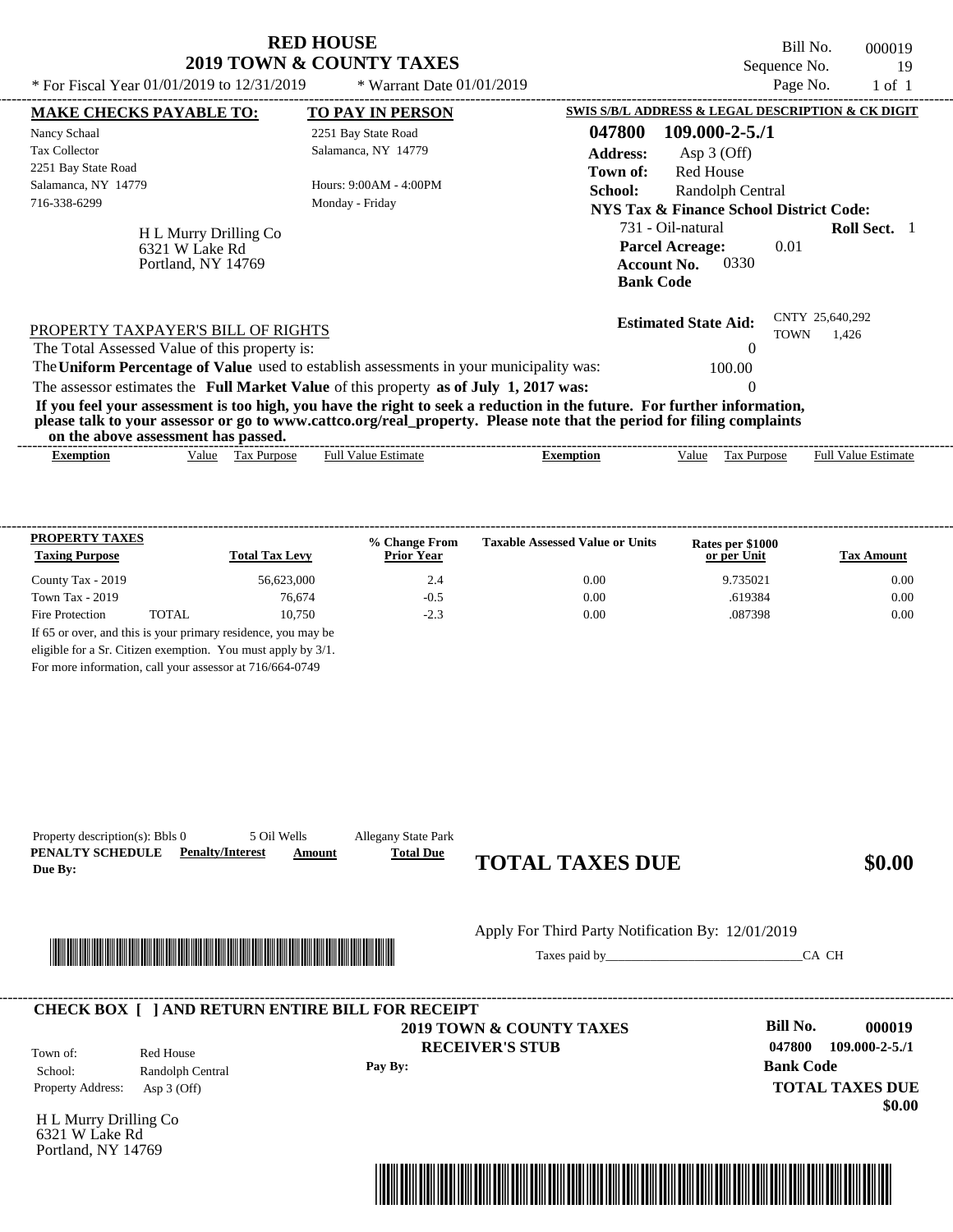# RED HOUSE
## 2019 TOWN & COUNTY TAXES

Bill No. 000019
Sequence No. 19
Page No. 1 of 1

* For Fiscal Year 01/01/2019 to 12/31/2019 * Warrant Date 01/01/2019

**MAKE CHECKS PAYABLE TO:**
Nancy Schaal
Tax Collector
2251 Bay State Road
Salamanca, NY 14779
716-338-6299

**TO PAY IN PERSON**
2251 Bay State Road
Salamanca, NY 14779

Hours: 9:00AM - 4:00PM
Monday - Friday

H L Murry Drilling Co
6321 W Lake Rd
Portland, NY 14769

**SWIS S/B/L ADDRESS & LEGAL DESCRIPTION & CK DIGIT**

**047800 109.000-2-5./1**
**Address:** Asp 3 (Off)
**Town of:** Red House
**School:** Randolph Central
**NYS Tax & Finance School District Code:**
731 - Oil-natural **Roll Sect.** 1
**Parcel Acreage:** 0.01
**Account No.** 0330
**Bank Code**

**Estimated State Aid:** CNTY 25,640,292 TOWN 1,426

PROPERTY TAXPAYER'S BILL OF RIGHTS

The Total Assessed Value of this property is: 0
The **Uniform Percentage of Value** used to establish assessments in your municipality was: 100.00
The assessor estimates the **Full Market Value** of this property **as of July 1, 2017 was:** 0

**If you feel your assessment is too high, you have the right to seek a reduction in the future. For further information, please talk to your assessor or go to www.cattco.org/real_property. Please note that the period for filing complaints on the above assessment has passed.**

| Exemption | Value | Tax Purpose | Full Value Estimate | Exemption | Value | Tax Purpose | Full Value Estimate |
|---|---|---|---|---|---|---|---|

| PROPERTY TAXES Taxing Purpose | | Total Tax Levy | % Change From Prior Year | Taxable Assessed Value or Units | Rates per $1000 or per Unit | Tax Amount |
|---|---|---|---|---|---|---|
| County Tax - 2019 | | 56,623,000 | 2.4 | 0.00 | 9.735021 | 0.00 |
| Town Tax - 2019 | | 76,674 | -0.5 | 0.00 | .619384 | 0.00 |
| Fire Protection | TOTAL | 10,750 | -2.3 | 0.00 | .087398 | 0.00 |

If 65 or over, and this is your primary residence, you may be eligible for a Sr. Citizen exemption. You must apply by 3/1. For more information, call your assessor at 716/664-0749

Property description(s): Bbls 0 5 Oil Wells Allegany State Park

| PENALTY SCHEDULE Due By: | Penalty/Interest | Amount | Total Due |
|---|---|---|---|

**TOTAL TAXES DUE** **$0.00**

Apply For Third Party Notification By: 12/01/2019

Taxes paid by_______________________________CA CH

---

**CHECK BOX [ ] AND RETURN ENTIRE BILL FOR RECEIPT**

**2019 TOWN & COUNTY TAXES**
**RECEIVER'S STUB**

Town of: Red House
School: Randolph Central
Property Address: Asp 3 (Off)

**Pay By:**

**Bill No.** **000019**
**047800 109.000-2-5./1**
**Bank Code**
**TOTAL TAXES DUE**
**$0.00**

H L Murry Drilling Co
6321 W Lake Rd
Portland, NY 14769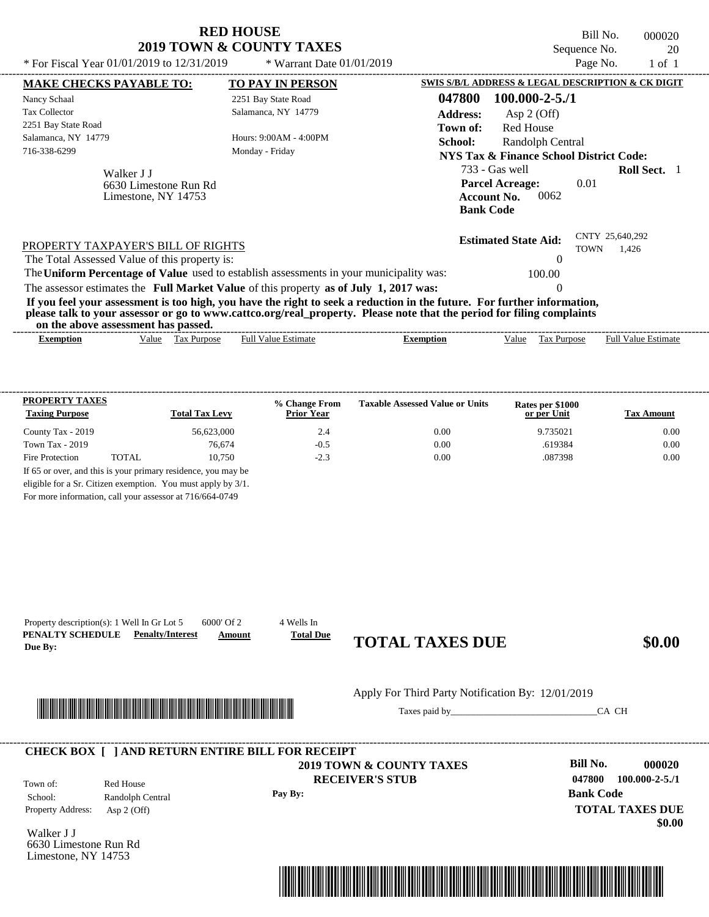# RED HOUSE
## 2019 TOWN & COUNTY TAXES

\* For Fiscal Year 01/01/2019 to 12/31/2019 \* Warrant Date 01/01/2019

Bill No. 000020
Sequence No. 20
Page No. 1 of 1

**MAKE CHECKS PAYABLE TO:**
Nancy Schaal
Tax Collector
2251 Bay State Road
Salamanca, NY 14779
716-338-6299

**TO PAY IN PERSON**
2251 Bay State Road
Salamanca, NY 14779

Hours: 9:00AM - 4:00PM
Monday - Friday

Walker J J
6630 Limestone Run Rd
Limestone, NY 14753

**SWIS S/B/L ADDRESS & LEGAL DESCRIPTION & CK DIGIT**

**047800 100.000-2-5./1**
**Address:** Asp 2 (Off)
**Town of:** Red House
**School:** Randolph Central
**NYS Tax & Finance School District Code:**
733 - Gas well **Roll Sect.** 1
**Parcel Acreage:** 0.01
**Account No.** 0062
**Bank Code**

**Estimated State Aid:** CNTY 25,640,292 TOWN 1,426

PROPERTY TAXPAYER'S BILL OF RIGHTS

The Total Assessed Value of this property is: 0
The **Uniform Percentage of Value** used to establish assessments in your municipality was: 100.00
The assessor estimates the **Full Market Value** of this property **as of July 1, 2017 was:** 0

**If you feel your assessment is too high, you have the right to seek a reduction in the future. For further information, please talk to your assessor or go to www.cattco.org/real_property. Please note that the period for filing complaints on the above assessment has passed.**

| Exemption | Value | Tax Purpose | Full Value Estimate | Exemption | Value | Tax Purpose | Full Value Estimate |
|---|---|---|---|---|---|---|---|

| PROPERTY TAXES Taxing Purpose | | Total Tax Levy | % Change From Prior Year | Taxable Assessed Value or Units | Rates per $1000 or per Unit | Tax Amount |
|---|---|---|---|---|---|---|
| County Tax - 2019 | | 56,623,000 | 2.4 | 0.00 | 9.735021 | 0.00 |
| Town Tax - 2019 | | 76,674 | -0.5 | 0.00 | .619384 | 0.00 |
| Fire Protection | TOTAL | 10,750 | -2.3 | 0.00 | .087398 | 0.00 |

If 65 or over, and this is your primary residence, you may be eligible for a Sr. Citizen exemption. You must apply by 3/1.
For more information, call your assessor at 716/664-0749

Property description(s): 1 Well In Gr Lot 5 6000' Of 2 4 Wells In

| PENALTY SCHEDULE | Penalty/Interest | Amount | Total Due |
|---|---|---|---|
| Due By: | | | |

**TOTAL TAXES DUE $0.00**

Apply For Third Party Notification By: 12/01/2019

Taxes paid by_______________________________CA CH

---

**CHECK BOX [ ] AND RETURN ENTIRE BILL FOR RECEIPT**

**2019 TOWN & COUNTY TAXES**
**RECEIVER'S STUB**

Town of: Red House
School: Randolph Central
Property Address: Asp 2 (Off)

**Pay By:**

**Bill No. 000020**
**047800 100.000-2-5./1**
**Bank Code**
**TOTAL TAXES DUE**
**$0.00**

Walker J J
6630 Limestone Run Rd
Limestone, NY 14753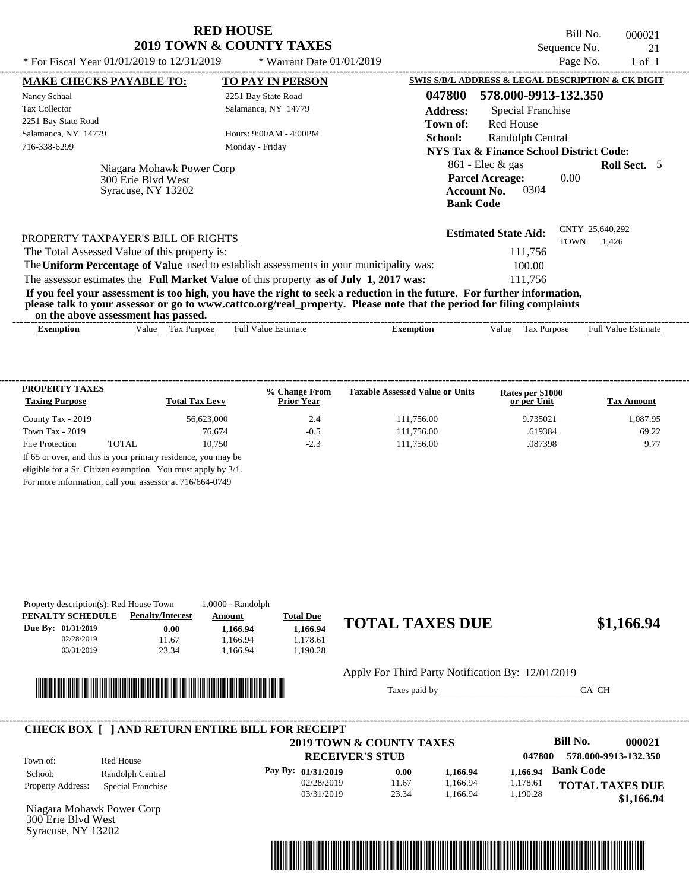# RED HOUSE
## 2019 TOWN & COUNTY TAXES

\* For Fiscal Year 01/01/2019 to 12/31/2019 \* Warrant Date 01/01/2019

Bill No. 000021
Sequence No. 21
Page No. 1 of 1

**MAKE CHECKS PAYABLE TO:**
Nancy Schaal
Tax Collector
2251 Bay State Road
Salamanca, NY 14779
716-338-6299

**TO PAY IN PERSON**
2251 Bay State Road
Salamanca, NY 14779

Hours: 9:00AM - 4:00PM
Monday - Friday

Niagara Mohawk Power Corp
300 Erie Blvd West
Syracuse, NY 13202

**SWIS S/B/L ADDRESS & LEGAL DESCRIPTION & CK DIGIT**

**047800 578.000-9913-132.350**

**Address:** Special Franchise
**Town of:** Red House
**School:** Randolph Central
**NYS Tax & Finance School District Code:**
861 - Elec & gas **Roll Sect.** 5
**Parcel Acreage:** 0.00
**Account No.** 0304
**Bank Code**

**Estimated State Aid:** CNTY 25,640,292 TOWN 1,426

PROPERTY TAXPAYER'S BILL OF RIGHTS

The Total Assessed Value of this property is: 111,756

The **Uniform Percentage of Value** used to establish assessments in your municipality was: 100.00

The assessor estimates the **Full Market Value** of this property **as of July 1, 2017 was:** 111,756

**If you feel your assessment is too high, you have the right to seek a reduction in the future. For further information, please talk to your assessor or go to www.cattco.org/real_property. Please note that the period for filing complaints on the above assessment has passed.**

| Exemption | Value | Tax Purpose | Full Value Estimate | Exemption | Value | Tax Purpose | Full Value Estimate |
|---|---|---|---|---|---|---|---|

| PROPERTY TAXES Taxing Purpose | Total Tax Levy | % Change From Prior Year | Taxable Assessed Value or Units | Rates per $1000 or per Unit | Tax Amount |
|---|---|---|---|---|---|
| County Tax - 2019 | 56,623,000 | 2.4 | 111,756.00 | 9.735021 | 1,087.95 |
| Town Tax - 2019 | 76,674 | -0.5 | 111,756.00 | .619384 | 69.22 |
| Fire Protection TOTAL | 10,750 | -2.3 | 111,756.00 | .087398 | 9.77 |

If 65 or over, and this is your primary residence, you may be eligible for a Sr. Citizen exemption. You must apply by 3/1.
For more information, call your assessor at 716/664-0749

Property description(s): Red House Town 1.0000 - Randolph

| PENALTY SCHEDULE | Penalty/Interest | Amount | Total Due |
|---|---|---|---|
| Due By: 01/31/2019 | 0.00 | 1,166.94 | 1,166.94 |
| 02/28/2019 | 11.67 | 1,166.94 | 1,178.61 |
| 03/31/2019 | 23.34 | 1,166.94 | 1,190.28 |

**TOTAL TAXES DUE $1,166.94**

Apply For Third Party Notification By: 12/01/2019

Taxes paid by_______________________________CA CH

**CHECK BOX [ ] AND RETURN ENTIRE BILL FOR RECEIPT**

**2019 TOWN & COUNTY TAXES**
**RECEIVER'S STUB**

**Bill No. 000021**
047800 578.000-9913-132.350

Town of: Red House
School: Randolph Central
Property Address: Special Franchise

| Pay By: | | | |
|---|---|---|---|
| 01/31/2019 | 0.00 | 1,166.94 | 1,166.94 |
| 02/28/2019 | 11.67 | 1,166.94 | 1,178.61 |
| 03/31/2019 | 23.34 | 1,166.94 | 1,190.28 |

**Bank Code**

**TOTAL TAXES DUE**
**$1,166.94**

Niagara Mohawk Power Corp
300 Erie Blvd West
Syracuse, NY 13202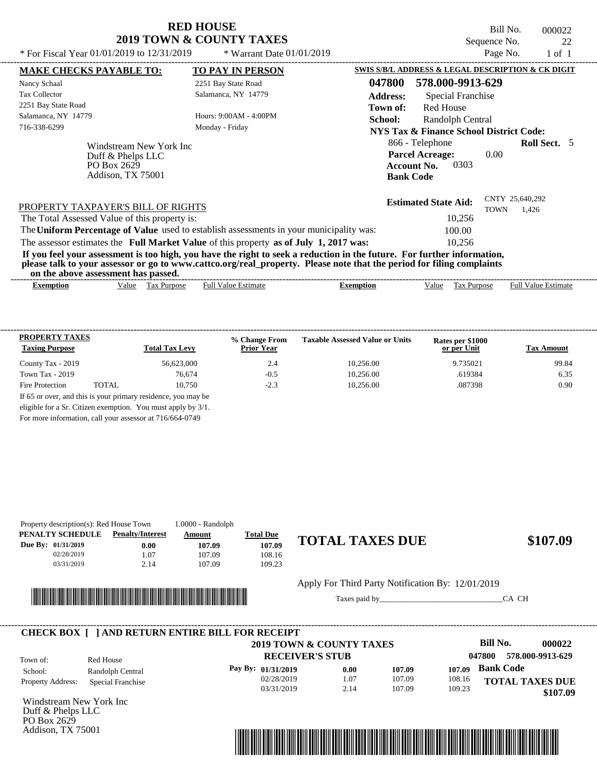# RED HOUSE
## 2019 TOWN & COUNTY TAXES

* For Fiscal Year 01/01/2019 to 12/31/2019 * Warrant Date 01/01/2019

Bill No. 000022
Sequence No. 22
Page No. 1 of 1

**MAKE CHECKS PAYABLE TO:**
Nancy Schaal
Tax Collector
2251 Bay State Road
Salamanca, NY 14779
716-338-6299

**TO PAY IN PERSON**
2251 Bay State Road
Salamanca, NY 14779

Hours: 9:00AM - 4:00PM
Monday - Friday

**SWIS S/B/L ADDRESS & LEGAL DESCRIPTION & CK DIGIT**

**047800 578.000-9913-629**

**Address:** Special Franchise
**Town of:** Red House
**School:** Randolph Central
**NYS Tax & Finance School District Code:**
866 - Telephone **Roll Sect.** 5
**Parcel Acreage:** 0.00
**Account No.** 0303
**Bank Code**

Windstream New York Inc
Duff & Phelps LLC
PO Box 2629
Addison, TX 75001

**Estimated State Aid:** CNTY 25,640,292 TOWN 1,426

PROPERTY TAXPAYER'S BILL OF RIGHTS

The Total Assessed Value of this property is: 10,256

The **Uniform Percentage of Value** used to establish assessments in your municipality was: 100.00

The assessor estimates the **Full Market Value** of this property **as of July 1, 2017 was:** 10,256

**If you feel your assessment is too high, you have the right to seek a reduction in the future. For further information, please talk to your assessor or go to www.cattco.org/real_property. Please note that the period for filing complaints on the above assessment has passed.**

| Exemption | Value | Tax Purpose | Full Value Estimate | Exemption | Value | Tax Purpose | Full Value Estimate |
|---|---|---|---|---|---|---|---|

| PROPERTY TAXES Taxing Purpose | | Total Tax Levy | % Change From Prior Year | Taxable Assessed Value or Units | Rates per $1000 or per Unit | Tax Amount |
|---|---|---|---|---|---|---|
| County Tax - 2019 | | 56,623,000 | 2.4 | 10,256.00 | 9.735021 | 99.84 |
| Town Tax - 2019 | | 76,674 | -0.5 | 10,256.00 | .619384 | 6.35 |
| Fire Protection | TOTAL | 10,750 | -2.3 | 10,256.00 | .087398 | 0.90 |

If 65 or over, and this is your primary residence, you may be eligible for a Sr. Citizen exemption. You must apply by 3/1. For more information, call your assessor at 716/664-0749

Property description(s): Red House Town 1.0000 - Randolph

| PENALTY SCHEDULE | Penalty/Interest | Amount | Total Due |
|---|---|---|---|
| Due By: 01/31/2019 | 0.00 | 107.09 | 107.09 |
| 02/28/2019 | 1.07 | 107.09 | 108.16 |
| 03/31/2019 | 2.14 | 107.09 | 109.23 |

**TOTAL TAXES DUE** **$107.09**

Apply For Third Party Notification By: 12/01/2019

Taxes paid by______________________________CA CH

**CHECK BOX [ ] AND RETURN ENTIRE BILL FOR RECEIPT**

**2019 TOWN & COUNTY TAXES**
**RECEIVER'S STUB**

**Bill No. 000022**
047800 578.000-9913-629

Town of: Red House
School: Randolph Central
Property Address: Special Franchise

| Pay By: | | | |
|---|---|---|---|
| 01/31/2019 | 0.00 | 107.09 | 107.09 |
| 02/28/2019 | 1.07 | 107.09 | 108.16 |
| 03/31/2019 | 2.14 | 107.09 | 109.23 |

**Bank Code**

**TOTAL TAXES DUE**
**$107.09**

Windstream New York Inc
Duff & Phelps LLC
PO Box 2629
Addison, TX 75001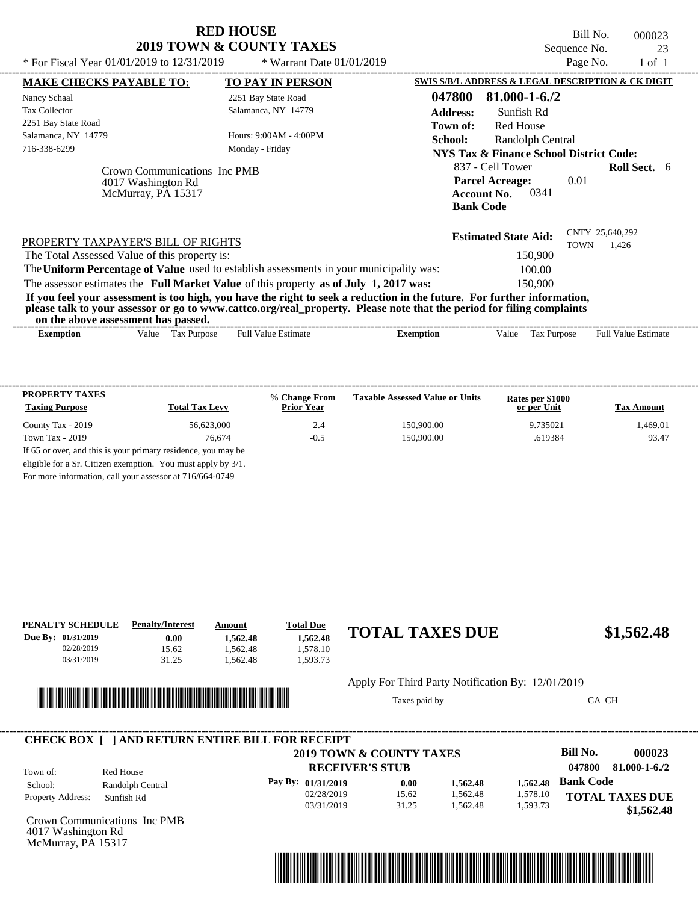# RED HOUSE
## 2019 TOWN & COUNTY TAXES

\* For Fiscal Year 01/01/2019 to 12/31/2019 \* Warrant Date 01/01/2019

Bill No. 000023
Sequence No. 23
Page No. 1 of 1

| MAKE CHECKS PAYABLE TO: | TO PAY IN PERSON |
|---|---|
| Nancy Schaal | 2251 Bay State Road |
| Tax Collector | Salamanca, NY 14779 |
| 2251 Bay State Road | |
| Salamanca, NY 14779 | Hours: 9:00AM - 4:00PM |
| 716-338-6299 | Monday - Friday |

Crown Communications Inc PMB
4017 Washington Rd
McMurray, PA 15317

**SWIS S/B/L ADDRESS & LEGAL DESCRIPTION & CK DIGIT**

**047800 81.000-1-6./2**

**Address:** Sunfish Rd
**Town of:** Red House
**School:** Randolph Central
**NYS Tax & Finance School District Code:**
837 - Cell Tower **Roll Sect.** 6
**Parcel Acreage:** 0.01
**Account No.** 0341
**Bank Code**

**Estimated State Aid:** CNTY 25,640,292 TOWN 1,426

PROPERTY TAXPAYER'S BILL OF RIGHTS

The Total Assessed Value of this property is: 150,900
The **Uniform Percentage of Value** used to establish assessments in your municipality was: 100.00
The assessor estimates the **Full Market Value** of this property **as of July 1, 2017 was:** 150,900

**If you feel your assessment is too high, you have the right to seek a reduction in the future. For further information, please talk to your assessor or go to www.cattco.org/real_property. Please note that the period for filing complaints on the above assessment has passed.**

| Exemption | Value | Tax Purpose | Full Value Estimate | Exemption | Value | Tax Purpose | Full Value Estimate |
|---|---|---|---|---|---|---|---|

| PROPERTY TAXES Taxing Purpose | Total Tax Levy | % Change From Prior Year | Taxable Assessed Value or Units | Rates per $1000 or per Unit | Tax Amount |
|---|---|---|---|---|---|
| County Tax - 2019 | 56,623,000 | 2.4 | 150,900.00 | 9.735021 | 1,469.01 |
| Town Tax - 2019 | 76,674 | -0.5 | 150,900.00 | .619384 | 93.47 |

If 65 or over, and this is your primary residence, you may be eligible for a Sr. Citizen exemption. You must apply by 3/1.
For more information, call your assessor at 716/664-0749

| PENALTY SCHEDULE | Penalty/Interest | Amount | Total Due |
|---|---|---|---|
| Due By: 01/31/2019 | 0.00 | 1,562.48 | 1,562.48 |
| 02/28/2019 | 15.62 | 1,562.48 | 1,578.10 |
| 03/31/2019 | 31.25 | 1,562.48 | 1,593.73 |

**TOTAL TAXES DUE $1,562.48**

Apply For Third Party Notification By: 12/01/2019

Taxes paid by_______________________________CA CH

**CHECK BOX [ ] AND RETURN ENTIRE BILL FOR RECEIPT**

**2019 TOWN & COUNTY TAXES**
**RECEIVER'S STUB**

**Bill No. 000023**
**047800 81.000-1-6./2**

Town of: Red House
School: Randolph Central
Property Address: Sunfish Rd

| Pay By: | | | |
|---|---|---|---|
| 01/31/2019 | 0.00 | 1,562.48 | 1,562.48 |
| 02/28/2019 | 15.62 | 1,562.48 | 1,578.10 |
| 03/31/2019 | 31.25 | 1,562.48 | 1,593.73 |

**Bank Code**

**TOTAL TAXES DUE $1,562.48**

Crown Communications Inc PMB
4017 Washington Rd
McMurray, PA 15317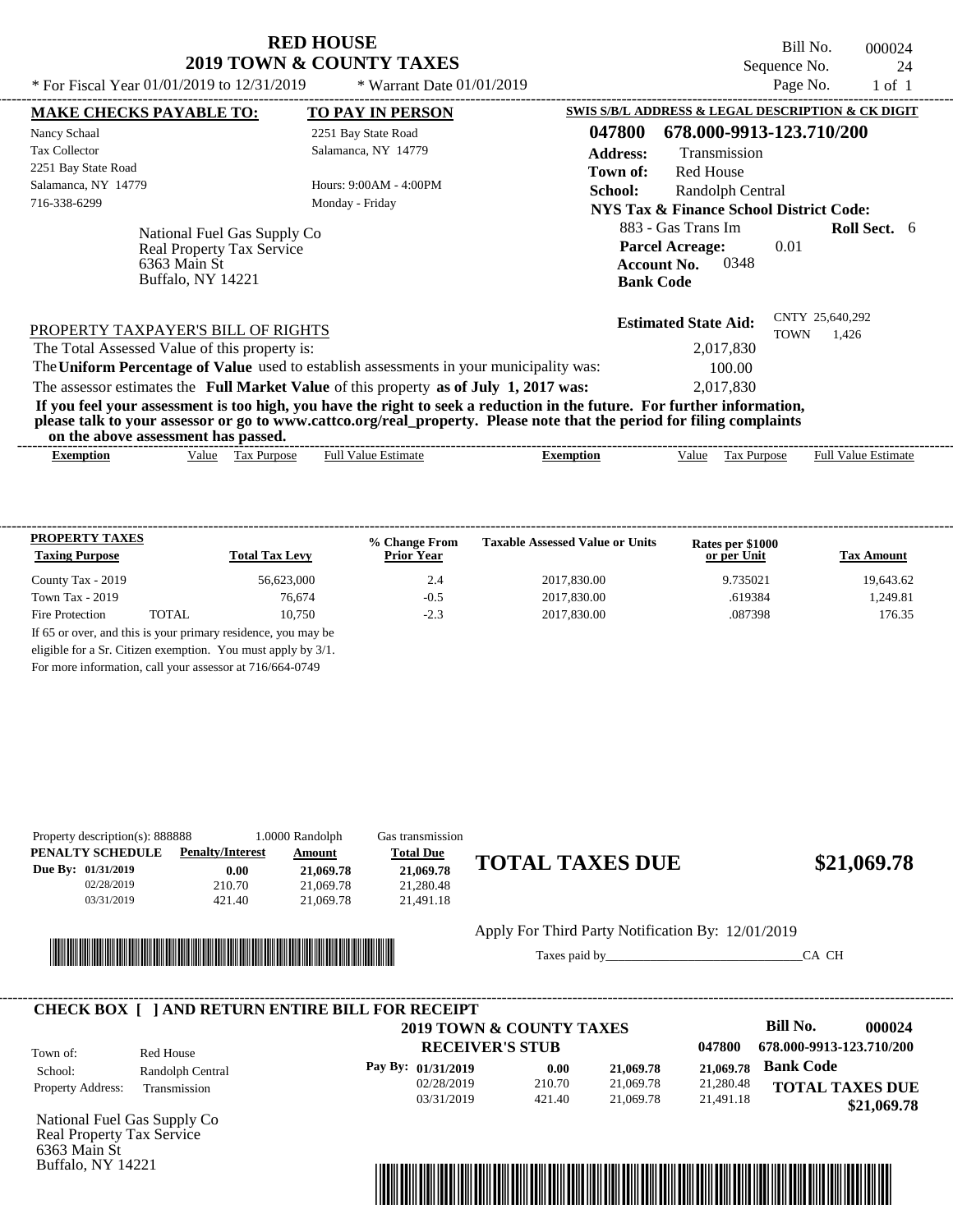# RED HOUSE
## 2019 TOWN & COUNTY TAXES

Bill No. 000024
Sequence No. 24
Page No. 1 of 1

* For Fiscal Year 01/01/2019 to 12/31/2019 * Warrant Date 01/01/2019

**MAKE CHECKS PAYABLE TO:**
Nancy Schaal
Tax Collector
2251 Bay State Road
Salamanca, NY 14779
716-338-6299

**TO PAY IN PERSON**
2251 Bay State Road
Salamanca, NY 14779
Hours: 9:00AM - 4:00PM
Monday - Friday

**SWIS S/B/L ADDRESS & LEGAL DESCRIPTION & CK DIGIT**
**047800 678.000-9913-123.710/200**
**Address:** Transmission
**Town of:** Red House
**School:** Randolph Central
**NYS Tax & Finance School District Code:**
883 - Gas Trans Im **Roll Sect.** 6
**Parcel Acreage:** 0.01
**Account No.** 0348
**Bank Code**

National Fuel Gas Supply Co
Real Property Tax Service
6363 Main St
Buffalo, NY 14221

**Estimated State Aid:** CNTY 25,640,292 TOWN 1,426

PROPERTY TAXPAYER'S BILL OF RIGHTS

The Total Assessed Value of this property is: 2,017,830
The **Uniform Percentage of Value** used to establish assessments in your municipality was: 100.00
The assessor estimates the **Full Market Value** of this property **as of July 1, 2017 was:** 2,017,830

**If you feel your assessment is too high, you have the right to seek a reduction in the future. For further information, please talk to your assessor or go to www.cattco.org/real_property. Please note that the period for filing complaints on the above assessment has passed.**

| Exemption | Value | Tax Purpose | Full Value Estimate | Exemption | Value | Tax Purpose | Full Value Estimate |
|---|---|---|---|---|---|---|---|

| PROPERTY TAXES Taxing Purpose | Total Tax Levy | % Change From Prior Year | Taxable Assessed Value or Units | Rates per $1000 or per Unit | Tax Amount |
|---|---|---|---|---|---|
| County Tax - 2019 | 56,623,000 | 2.4 | 2017,830.00 | 9.735021 | 19,643.62 |
| Town Tax - 2019 | 76,674 | -0.5 | 2017,830.00 | .619384 | 1,249.81 |
| Fire Protection TOTAL | 10,750 | -2.3 | 2017,830.00 | .087398 | 176.35 |

If 65 or over, and this is your primary residence, you may be eligible for a Sr. Citizen exemption. You must apply by 3/1. For more information, call your assessor at 716/664-0749

Property description(s): 888888 1.0000 Randolph Gas transmission

| PENALTY SCHEDULE | Penalty/Interest | Amount | Total Due |
|---|---|---|---|
| Due By: 01/31/2019 | 0.00 | 21,069.78 | 21,069.78 |
| 02/28/2019 | 210.70 | 21,069.78 | 21,280.48 |
| 03/31/2019 | 421.40 | 21,069.78 | 21,491.18 |

**TOTAL TAXES DUE $21,069.78**

Apply For Third Party Notification By: 12/01/2019

Taxes paid by_______________________________CA CH

**CHECK BOX [ ] AND RETURN ENTIRE BILL FOR RECEIPT**

**2019 TOWN & COUNTY TAXES**
**RECEIVER'S STUB**

**Bill No. 000024**
047800 678.000-9913-123.710/200
**Bank Code**

Town of: Red House
School: Randolph Central
Property Address: Transmission

| Pay By: | | | |
|---|---|---|---|
| 01/31/2019 | 0.00 | 21,069.78 | 21,069.78 |
| 02/28/2019 | 210.70 | 21,069.78 | 21,280.48 |
| 03/31/2019 | 421.40 | 21,069.78 | 21,491.18 |

**TOTAL TAXES DUE $21,069.78**

National Fuel Gas Supply Co
Real Property Tax Service
6363 Main St
Buffalo, NY 14221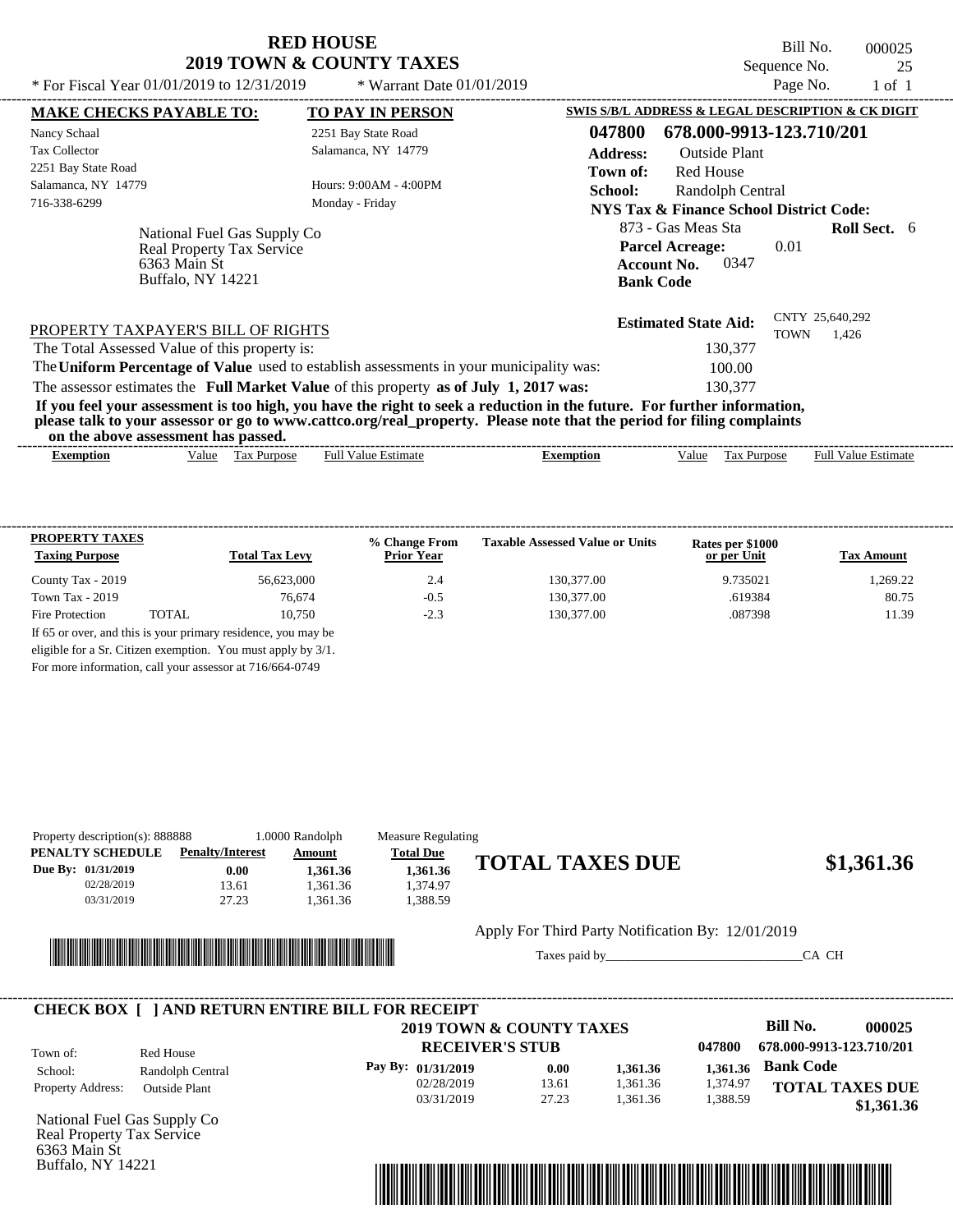# RED HOUSE
## 2019 TOWN & COUNTY TAXES

* For Fiscal Year 01/01/2019 to 12/31/2019 * Warrant Date 01/01/2019

Bill No. 000025
Sequence No. 25
Page No. 1 of 1

**MAKE CHECKS PAYABLE TO:**
Nancy Schaal
Tax Collector
2251 Bay State Road
Salamanca, NY 14779
716-338-6299

**TO PAY IN PERSON**
2251 Bay State Road
Salamanca, NY 14779
Hours: 9:00AM - 4:00PM
Monday - Friday

**SWIS S/B/L ADDRESS & LEGAL DESCRIPTION & CK DIGIT**
**047800 678.000-9913-123.710/201**
**Address:** Outside Plant
**Town of:** Red House
**School:** Randolph Central
**NYS Tax & Finance School District Code:**
873 - Gas Meas Sta **Roll Sect.** 6
**Parcel Acreage:** 0.01
**Account No.** 0347
**Bank Code**

National Fuel Gas Supply Co
Real Property Tax Service
6363 Main St
Buffalo, NY 14221

**Estimated State Aid:** CNTY 25,640,292 TOWN 1,426

PROPERTY TAXPAYER'S BILL OF RIGHTS

The Total Assessed Value of this property is: 130,377
The **Uniform Percentage of Value** used to establish assessments in your municipality was: 100.00
The assessor estimates the **Full Market Value** of this property **as of July 1, 2017 was:** 130,377

**If you feel your assessment is too high, you have the right to seek a reduction in the future. For further information, please talk to your assessor or go to www.cattco.org/real_property. Please note that the period for filing complaints on the above assessment has passed.**

| Exemption | Value | Tax Purpose | Full Value Estimate | Exemption | Value | Tax Purpose | Full Value Estimate |
|---|---|---|---|---|---|---|---|

| PROPERTY TAXES Taxing Purpose | Total Tax Levy | % Change From Prior Year | Taxable Assessed Value or Units | Rates per $1000 or per Unit | Tax Amount |
|---|---|---|---|---|---|
| County Tax - 2019 | 56,623,000 | 2.4 | 130,377.00 | 9.735021 | 1,269.22 |
| Town Tax - 2019 | 76,674 | -0.5 | 130,377.00 | .619384 | 80.75 |
| Fire Protection TOTAL | 10,750 | -2.3 | 130,377.00 | .087398 | 11.39 |

If 65 or over, and this is your primary residence, you may be eligible for a Sr. Citizen exemption. You must apply by 3/1. For more information, call your assessor at 716/664-0749

Property description(s): 888888 1.0000 Randolph Measure Regulating

| PENALTY SCHEDULE | Penalty/Interest | Amount | Total Due |
|---|---|---|---|
| Due By: 01/31/2019 | 0.00 | 1,361.36 | 1,361.36 |
| 02/28/2019 | 13.61 | 1,361.36 | 1,374.97 |
| 03/31/2019 | 27.23 | 1,361.36 | 1,388.59 |

**TOTAL TAXES DUE $1,361.36**

Apply For Third Party Notification By: 12/01/2019

Taxes paid by_______________________________CA CH

**CHECK BOX [ ] AND RETURN ENTIRE BILL FOR RECEIPT**

**2019 TOWN & COUNTY TAXES**
**RECEIVER'S STUB**

Bill No. 000025
047800 678.000-9913-123.710/201

Town of: Red House
School: Randolph Central
Property Address: Outside Plant

| Pay By: | Penalty/Interest | Amount | Total Due |
|---|---|---|---|
| 01/31/2019 | 0.00 | 1,361.36 | 1,361.36 |
| 02/28/2019 | 13.61 | 1,361.36 | 1,374.97 |
| 03/31/2019 | 27.23 | 1,361.36 | 1,388.59 |

**Bank Code**

**TOTAL TAXES DUE $1,361.36**

National Fuel Gas Supply Co
Real Property Tax Service
6363 Main St
Buffalo, NY 14221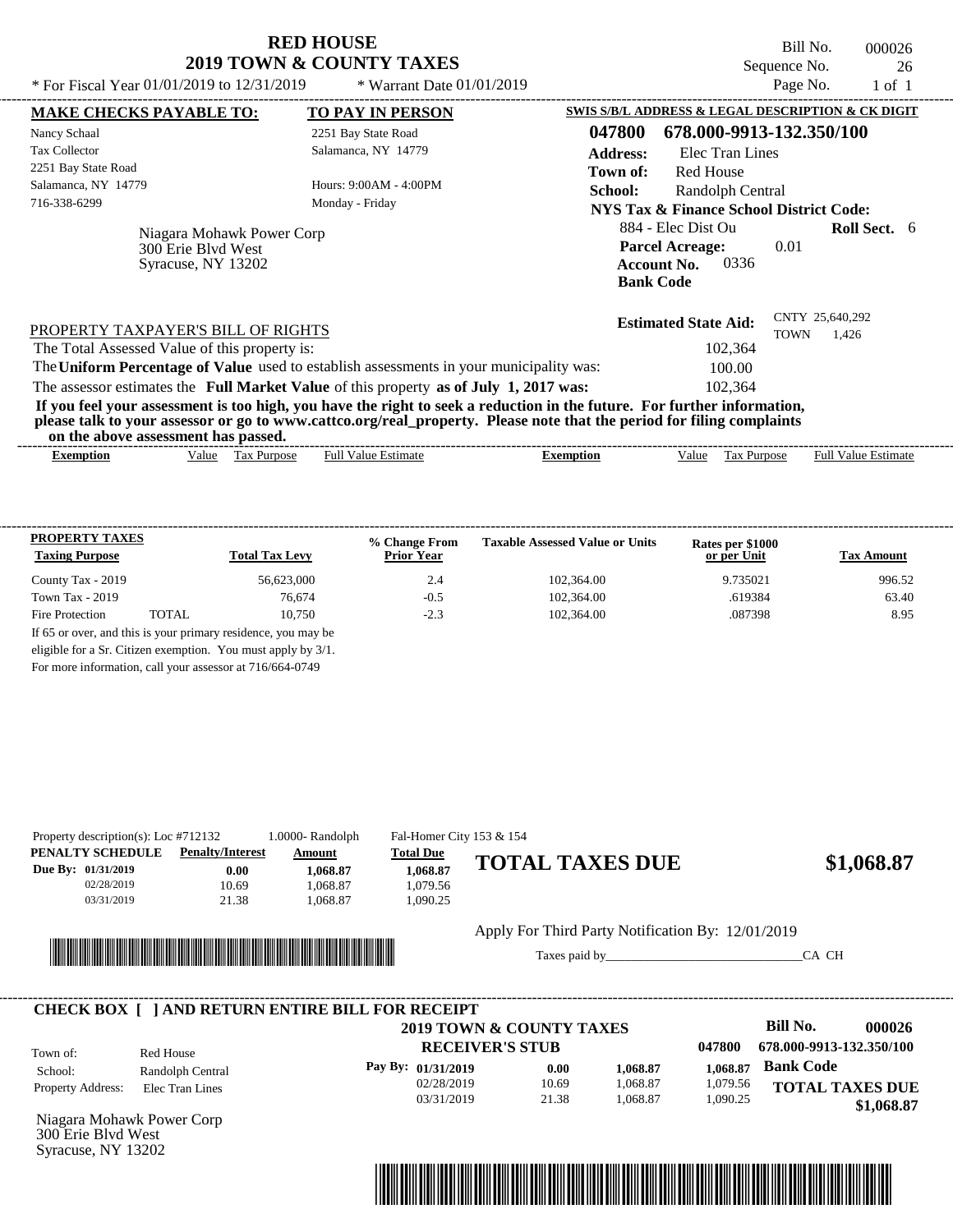# RED HOUSE
## 2019 TOWN & COUNTY TAXES

Bill No. 000026
Sequence No. 26
Page No. 1 of 1

* For Fiscal Year 01/01/2019 to 12/31/2019 * Warrant Date 01/01/2019

**MAKE CHECKS PAYABLE TO:**
Nancy Schaal
Tax Collector
2251 Bay State Road
Salamanca, NY 14779
716-338-6299

**TO PAY IN PERSON**
2251 Bay State Road
Salamanca, NY 14779

Hours: 9:00AM - 4:00PM
Monday - Friday

Niagara Mohawk Power Corp
300 Erie Blvd West
Syracuse, NY 13202

**SWIS S/B/L ADDRESS & LEGAL DESCRIPTION & CK DIGIT**
**047800 678.000-9913-132.350/100**
**Address:** Elec Tran Lines
**Town of:** Red House
**School:** Randolph Central
**NYS Tax & Finance School District Code:**
884 - Elec Dist Ou **Roll Sect.** 6
**Parcel Acreage:** 0.01
**Account No.** 0336
**Bank Code**

**Estimated State Aid:** CNTY 25,640,292 TOWN 1,426

PROPERTY TAXPAYER'S BILL OF RIGHTS

The Total Assessed Value of this property is: 102,364
The **Uniform Percentage of Value** used to establish assessments in your municipality was: 100.00
The assessor estimates the **Full Market Value** of this property **as of July 1, 2017 was:** 102,364

**If you feel your assessment is too high, you have the right to seek a reduction in the future. For further information, please talk to your assessor or go to www.cattco.org/real_property. Please note that the period for filing complaints on the above assessment has passed.**

| Exemption | Value | Tax Purpose | Full Value Estimate | Exemption | Value | Tax Purpose | Full Value Estimate |
|---|---|---|---|---|---|---|---|

| PROPERTY TAXES Taxing Purpose | Total Tax Levy | % Change From Prior Year | Taxable Assessed Value or Units | Rates per $1000 or per Unit | Tax Amount |
|---|---|---|---|---|---|
| County Tax - 2019 | 56,623,000 | 2.4 | 102,364.00 | 9.735021 | 996.52 |
| Town Tax - 2019 | 76,674 | -0.5 | 102,364.00 | .619384 | 63.40 |
| Fire Protection TOTAL | 10,750 | -2.3 | 102,364.00 | .087398 | 8.95 |

If 65 or over, and this is your primary residence, you may be eligible for a Sr. Citizen exemption. You must apply by 3/1.
For more information, call your assessor at 716/664-0749

Property description(s): Loc #712132 1.0000- Randolph Fal-Homer City 153 & 154

| PENALTY SCHEDULE | Penalty/Interest | Amount | Total Due |
|---|---|---|---|
| Due By: 01/31/2019 | 0.00 | 1,068.87 | 1,068.87 |
| 02/28/2019 | 10.69 | 1,068.87 | 1,079.56 |
| 03/31/2019 | 21.38 | 1,068.87 | 1,090.25 |

**TOTAL TAXES DUE $1,068.87**

Apply For Third Party Notification By: 12/01/2019

Taxes paid by______________________________CA CH

**CHECK BOX [ ] AND RETURN ENTIRE BILL FOR RECEIPT**

**2019 TOWN & COUNTY TAXES**
**RECEIVER'S STUB**

Bill No. 000026
047800 678.000-9913-132.350/100

Town of: Red House
School: Randolph Central
Property Address: Elec Tran Lines

| Pay By: | Penalty/Interest | Amount | Total Due |
|---|---|---|---|
| 01/31/2019 | 0.00 | 1,068.87 | 1,068.87 |
| 02/28/2019 | 10.69 | 1,068.87 | 1,079.56 |
| 03/31/2019 | 21.38 | 1,068.87 | 1,090.25 |

**Bank Code**

**TOTAL TAXES DUE $1,068.87**

Niagara Mohawk Power Corp
300 Erie Blvd West
Syracuse, NY 13202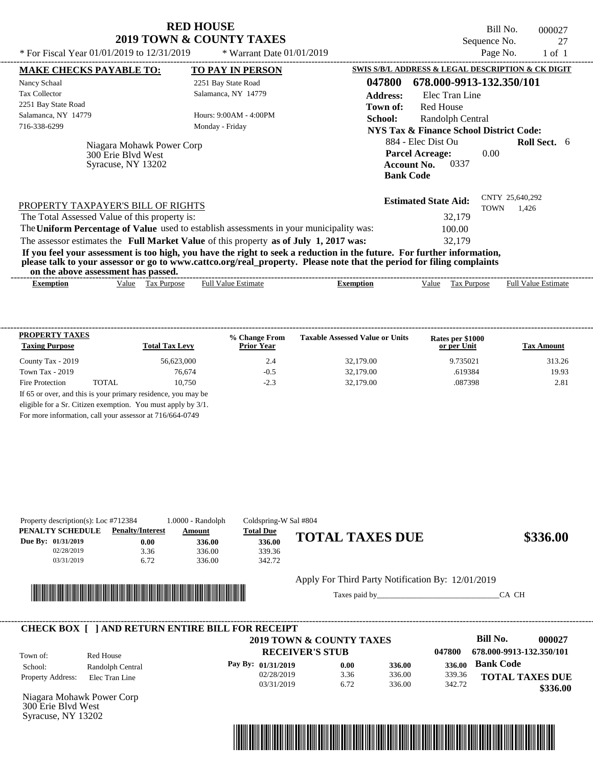# RED HOUSE
## 2019 TOWN & COUNTY TAXES

Bill No. 000027
Sequence No. 27
Page No. 1 of 1

* For Fiscal Year 01/01/2019 to 12/31/2019 * Warrant Date 01/01/2019

**MAKE CHECKS PAYABLE TO:**

Nancy Schaal
Tax Collector
2251 Bay State Road
Salamanca, NY 14779
716-338-6299

**TO PAY IN PERSON**

2251 Bay State Road
Salamanca, NY 14779

Hours: 9:00AM - 4:00PM
Monday - Friday

Niagara Mohawk Power Corp
300 Erie Blvd West
Syracuse, NY 13202

**SWIS S/B/L ADDRESS & LEGAL DESCRIPTION & CK DIGIT**

**047800 678.000-9913-132.350/101**

**Address:** Elec Tran Line
**Town of:** Red House
**School:** Randolph Central
**NYS Tax & Finance School District Code:**
884 - Elec Dist Ou **Roll Sect.** 6
**Parcel Acreage:** 0.00
**Account No.** 0337
**Bank Code**

**Estimated State Aid:** CNTY 25,640,292 TOWN 1,426

PROPERTY TAXPAYER'S BILL OF RIGHTS

The Total Assessed Value of this property is: 32,179
The **Uniform Percentage of Value** used to establish assessments in your municipality was: 100.00
The assessor estimates the **Full Market Value** of this property **as of July 1, 2017 was:** 32,179

**If you feel your assessment is too high, you have the right to seek a reduction in the future. For further information, please talk to your assessor or go to www.cattco.org/real_property. Please note that the period for filing complaints on the above assessment has passed.**

| Exemption | Value | Tax Purpose | Full Value Estimate | Exemption | Value | Tax Purpose | Full Value Estimate |
|---|---|---|---|---|---|---|---|

| PROPERTY TAXES Taxing Purpose | Total Tax Levy | % Change From Prior Year | Taxable Assessed Value or Units | Rates per $1000 or per Unit | Tax Amount |
|---|---|---|---|---|---|
| County Tax - 2019 | 56,623,000 | 2.4 | 32,179.00 | 9.735021 | 313.26 |
| Town Tax - 2019 | 76,674 | -0.5 | 32,179.00 | .619384 | 19.93 |
| Fire Protection TOTAL | 10,750 | -2.3 | 32,179.00 | .087398 | 2.81 |

If 65 or over, and this is your primary residence, you may be eligible for a Sr. Citizen exemption. You must apply by 3/1.
For more information, call your assessor at 716/664-0749

Property description(s): Loc #712384 1.0000 - Randolph Coldspring-W Sal #804

| PENALTY SCHEDULE | Penalty/Interest | Amount | Total Due |
|---|---|---|---|
| Due By: 01/31/2019 | 0.00 | 336.00 | 336.00 |
| 02/28/2019 | 3.36 | 336.00 | 339.36 |
| 03/31/2019 | 6.72 | 336.00 | 342.72 |

**TOTAL TAXES DUE $336.00**

Apply For Third Party Notification By: 12/01/2019

Taxes paid by______________________________CA CH

**CHECK BOX [ ] AND RETURN ENTIRE BILL FOR RECEIPT**

**2019 TOWN & COUNTY TAXES**
**RECEIVER'S STUB**

**Bill No. 000027**
047800 678.000-9913-132.350/101

Town of: Red House
School: Randolph Central
Property Address: Elec Tran Line

| Pay By: | | | | |
|---|---|---|---|---|
| 01/31/2019 | 0.00 | 336.00 | 336.00 | Bank Code |
| 02/28/2019 | 3.36 | 336.00 | 339.36 | |
| 03/31/2019 | 6.72 | 336.00 | 342.72 | |

**TOTAL TAXES DUE $336.00**

Niagara Mohawk Power Corp
300 Erie Blvd West
Syracuse, NY 13202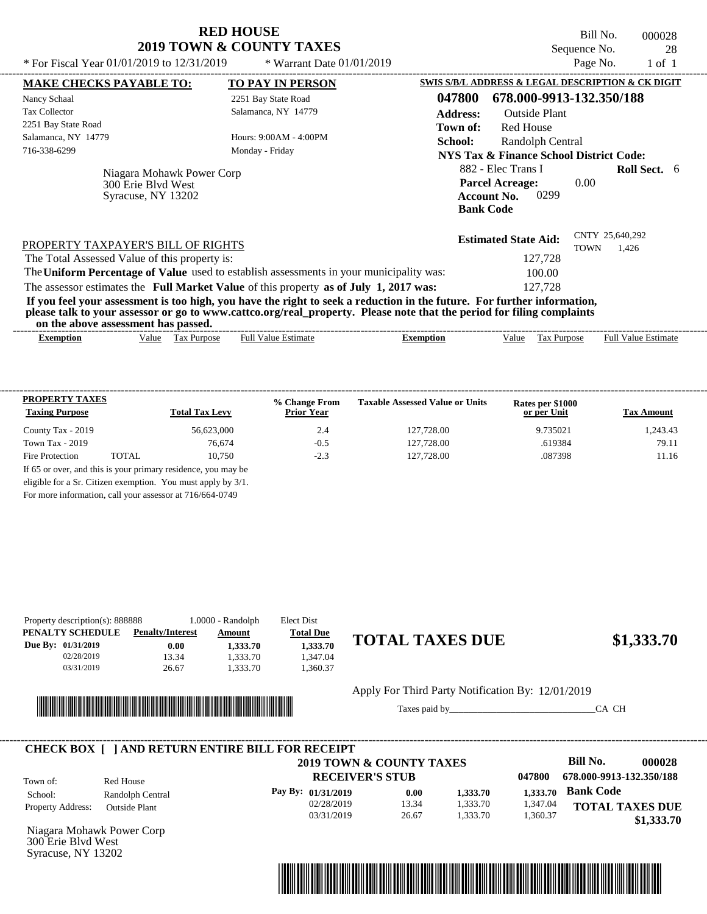# RED HOUSE
## 2019 TOWN & COUNTY TAXES

\* For Fiscal Year 01/01/2019 to 12/31/2019 \* Warrant Date 01/01/2019

Bill No. 000028
Sequence No. 28
Page No. 1 of 1

**MAKE CHECKS PAYABLE TO:**
Nancy Schaal
Tax Collector
2251 Bay State Road
Salamanca, NY 14779
716-338-6299

**TO PAY IN PERSON**
2251 Bay State Road
Salamanca, NY 14779
Hours: 9:00AM - 4:00PM
Monday - Friday

Niagara Mohawk Power Corp
300 Erie Blvd West
Syracuse, NY 13202

**SWIS S/B/L ADDRESS & LEGAL DESCRIPTION & CK DIGIT**
**047800 678.000-9913-132.350/188**
**Address:** Outside Plant
**Town of:** Red House
**School:** Randolph Central
**NYS Tax & Finance School District Code:**
882 - Elec Trans I **Roll Sect.** 6
**Parcel Acreage:** 0.00
**Account No.** 0299
**Bank Code**

**Estimated State Aid:** CNTY 25,640,292 TOWN 1,426

PROPERTY TAXPAYER'S BILL OF RIGHTS
The Total Assessed Value of this property is: 127,728
The **Uniform Percentage of Value** used to establish assessments in your municipality was: 100.00
The assessor estimates the **Full Market Value** of this property **as of July 1, 2017 was:** 127,728

**If you feel your assessment is too high, you have the right to seek a reduction in the future. For further information, please talk to your assessor or go to www.cattco.org/real_property. Please note that the period for filing complaints on the above assessment has passed.**

| Exemption | Value | Tax Purpose | Full Value Estimate | Exemption | Value | Tax Purpose | Full Value Estimate |
|---|---|---|---|---|---|---|---|

| PROPERTY TAXES Taxing Purpose | | Total Tax Levy | % Change From Prior Year | Taxable Assessed Value or Units | Rates per $1000 or per Unit | Tax Amount |
|---|---|---|---|---|---|---|
| County Tax - 2019 | | 56,623,000 | 2.4 | 127,728.00 | 9.735021 | 1,243.43 |
| Town Tax - 2019 | | 76,674 | -0.5 | 127,728.00 | .619384 | 79.11 |
| Fire Protection | TOTAL | 10,750 | -2.3 | 127,728.00 | .087398 | 11.16 |

If 65 or over, and this is your primary residence, you may be eligible for a Sr. Citizen exemption. You must apply by 3/1. For more information, call your assessor at 716/664-0749

Property description(s): 888888 1.0000 - Randolph Elect Dist

| PENALTY SCHEDULE | Penalty/Interest | Amount | Total Due |
|---|---|---|---|
| Due By: 01/31/2019 | 0.00 | 1,333.70 | 1,333.70 |
| 02/28/2019 | 13.34 | 1,333.70 | 1,347.04 |
| 03/31/2019 | 26.67 | 1,333.70 | 1,360.37 |

**TOTAL TAXES DUE $1,333.70**

Apply For Third Party Notification By: 12/01/2019

Taxes paid by_______________________________CA CH

**CHECK BOX [ ] AND RETURN ENTIRE BILL FOR RECEIPT**

**2019 TOWN & COUNTY TAXES**
**RECEIVER'S STUB**

Bill No. 000028
047800 678.000-9913-132.350/188

Town of: Red House
School: Randolph Central
Property Address: Outside Plant

| Pay By: | | | | |
|---|---|---|---|---|
| 01/31/2019 | 0.00 | 1,333.70 | 1,333.70 | Bank Code |
| 02/28/2019 | 13.34 | 1,333.70 | 1,347.04 | |
| 03/31/2019 | 26.67 | 1,333.70 | 1,360.37 | |

**TOTAL TAXES DUE $1,333.70**

Niagara Mohawk Power Corp
300 Erie Blvd West
Syracuse, NY 13202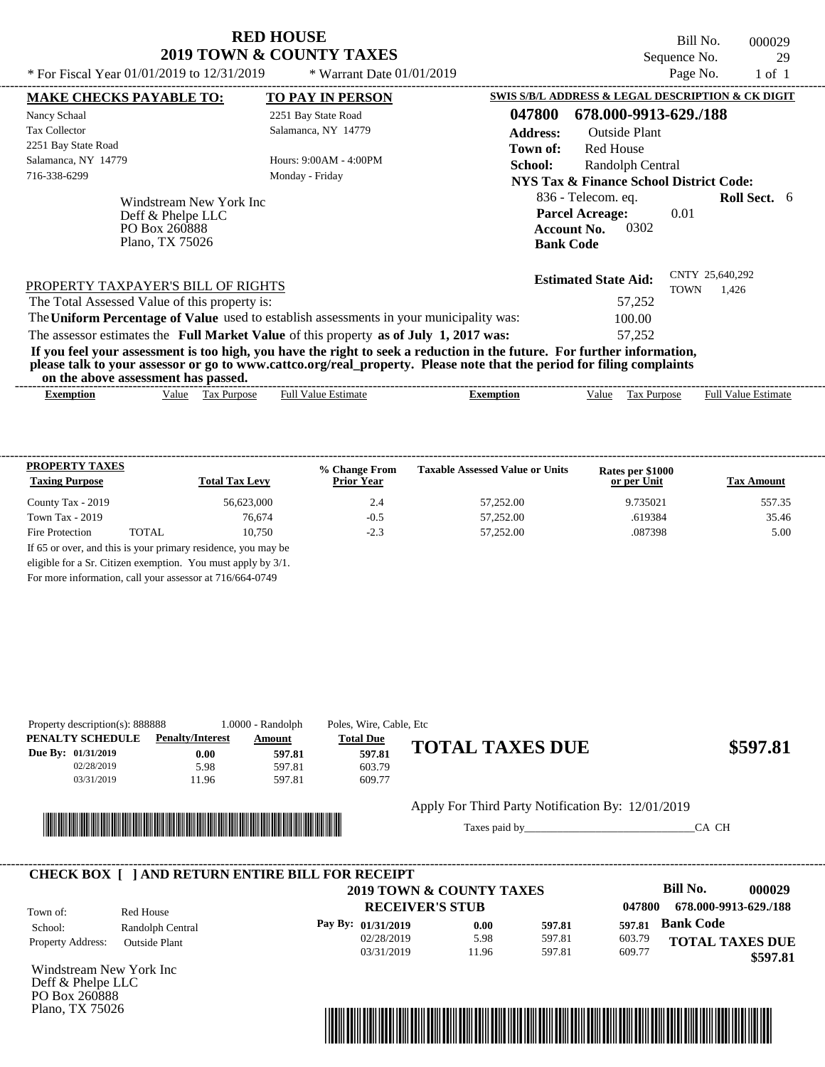# RED HOUSE
## 2019 TOWN & COUNTY TAXES

\* For Fiscal Year 01/01/2019 to 12/31/2019 \* Warrant Date 01/01/2019

Bill No. 000029
Sequence No. 29
Page No. 1 of 1

**MAKE CHECKS PAYABLE TO:**
Nancy Schaal
Tax Collector
2251 Bay State Road
Salamanca, NY 14779
716-338-6299

**TO PAY IN PERSON**
2251 Bay State Road
Salamanca, NY 14779

Hours: 9:00AM - 4:00PM
Monday - Friday

**SWIS S/B/L ADDRESS & LEGAL DESCRIPTION & CK DIGIT**
**047800 678.000-9913-629./188**
**Address:** Outside Plant
**Town of:** Red House
**School:** Randolph Central
**NYS Tax & Finance School District Code:**
836 - Telecom. eq. **Roll Sect.** 6
**Parcel Acreage:** 0.01
**Account No.** 0302
**Bank Code**

Windstream New York Inc
Deff & Phelpe LLC
PO Box 260888
Plano, TX 75026

**Estimated State Aid:** CNTY 25,640,292 TOWN 1,426

PROPERTY TAXPAYER'S BILL OF RIGHTS

The Total Assessed Value of this property is: 57,252
The **Uniform Percentage of Value** used to establish assessments in your municipality was: 100.00
The assessor estimates the **Full Market Value** of this property **as of July 1, 2017 was:** 57,252

**If you feel your assessment is too high, you have the right to seek a reduction in the future. For further information, please talk to your assessor or go to www.cattco.org/real_property. Please note that the period for filing complaints on the above assessment has passed.**

| Exemption | Value | Tax Purpose | Full Value Estimate | Exemption | Value | Tax Purpose | Full Value Estimate |
|---|---|---|---|---|---|---|---|

| PROPERTY TAXES Taxing Purpose | | Total Tax Levy | % Change From Prior Year | Taxable Assessed Value or Units | Rates per $1000 or per Unit | Tax Amount |
|---|---|---|---|---|---|---|
| County Tax - 2019 | | 56,623,000 | 2.4 | 57,252.00 | 9.735021 | 557.35 |
| Town Tax - 2019 | | 76,674 | -0.5 | 57,252.00 | .619384 | 35.46 |
| Fire Protection | TOTAL | 10,750 | -2.3 | 57,252.00 | .087398 | 5.00 |

If 65 or over, and this is your primary residence, you may be eligible for a Sr. Citizen exemption. You must apply by 3/1. For more information, call your assessor at 716/664-0749

Property description(s): 888888 1.0000 - Randolph Poles, Wire, Cable, Etc

| PENALTY SCHEDULE | Penalty/Interest | Amount | Total Due |
|---|---|---|---|
| Due By: 01/31/2019 | 0.00 | 597.81 | 597.81 |
| 02/28/2019 | 5.98 | 597.81 | 603.79 |
| 03/31/2019 | 11.96 | 597.81 | 609.77 |

**TOTAL TAXES DUE $597.81**

Apply For Third Party Notification By: 12/01/2019

Taxes paid by_______________________________CA CH

**CHECK BOX [ ] AND RETURN ENTIRE BILL FOR RECEIPT**

**2019 TOWN & COUNTY TAXES**
**RECEIVER'S STUB**

**Bill No. 000029**
047800 **678.000-9913-629./188**

Town of: Red House
School: Randolph Central
Property Address: Outside Plant

| Pay By: | | | |
|---|---|---|---|
| 01/31/2019 | 0.00 | 597.81 | 597.81 |
| 02/28/2019 | 5.98 | 597.81 | 603.79 |
| 03/31/2019 | 11.96 | 597.81 | 609.77 |

**Bank Code**

**TOTAL TAXES DUE $597.81**

Windstream New York Inc
Deff & Phelpe LLC
PO Box 260888
Plano, TX 75026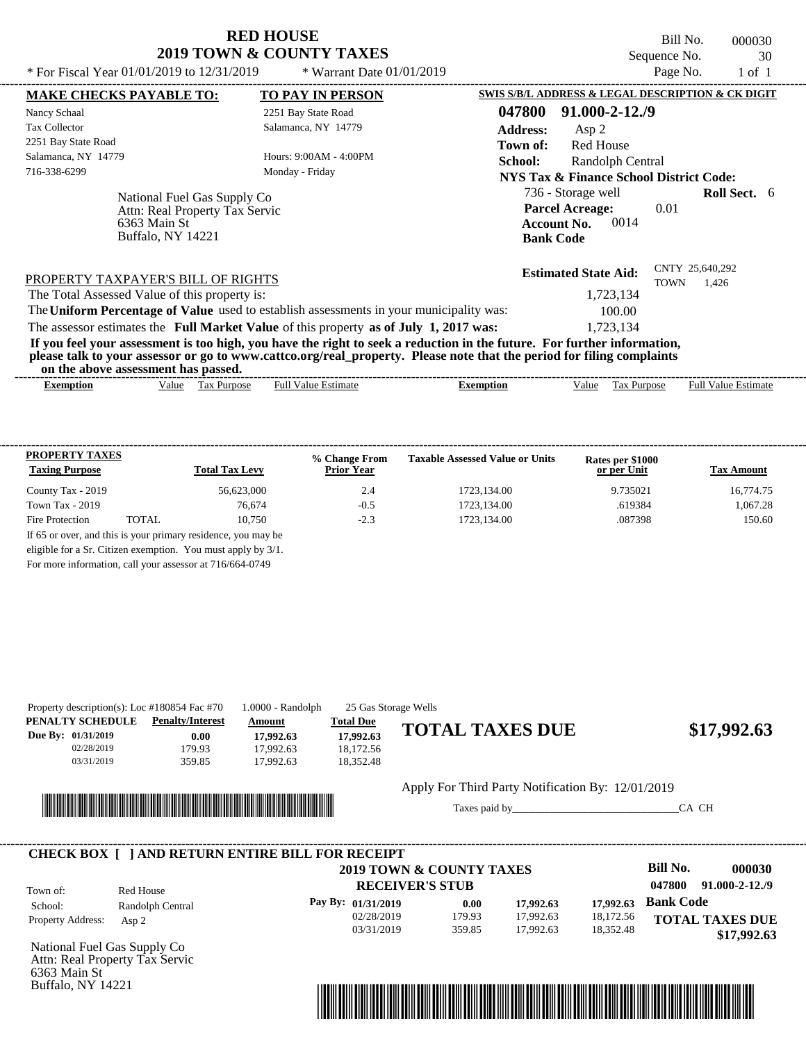# RED HOUSE
## 2019 TOWN & COUNTY TAXES

Bill No. 000030
Sequence No. 30
Page No. 1 of 1

* For Fiscal Year 01/01/2019 to 12/31/2019 * Warrant Date 01/01/2019

**MAKE CHECKS PAYABLE TO:**
Nancy Schaal
Tax Collector
2251 Bay State Road
Salamanca, NY 14779
716-338-6299

**TO PAY IN PERSON**
2251 Bay State Road
Salamanca, NY 14779
Hours: 9:00AM - 4:00PM
Monday - Friday

National Fuel Gas Supply Co
Attn: Real Property Tax Servic
6363 Main St
Buffalo, NY 14221

**SWIS S/B/L ADDRESS & LEGAL DESCRIPTION & CK DIGIT**
**047800 91.000-2-12./9**
**Address:** Asp 2
**Town of:** Red House
**School:** Randolph Central
**NYS Tax & Finance School District Code:**
736 - Storage well **Roll Sect.** 6
**Parcel Acreage:** 0.01
**Account No.** 0014
**Bank Code**

**Estimated State Aid:** CNTY 25,640,292 TOWN 1,426

PROPERTY TAXPAYER'S BILL OF RIGHTS

The Total Assessed Value of this property is: 1,723,134
The **Uniform Percentage of Value** used to establish assessments in your municipality was: 100.00
The assessor estimates the **Full Market Value** of this property **as of July 1, 2017 was:** 1,723,134

**If you feel your assessment is too high, you have the right to seek a reduction in the future. For further information, please talk to your assessor or go to www.cattco.org/real_property. Please note that the period for filing complaints on the above assessment has passed.**

| Exemption | Value | Tax Purpose | Full Value Estimate | Exemption | Value | Tax Purpose | Full Value Estimate |
|---|---|---|---|---|---|---|---|

| PROPERTY TAXES Taxing Purpose | Total Tax Levy | % Change From Prior Year | Taxable Assessed Value or Units | Rates per $1000 or per Unit | Tax Amount |
|---|---|---|---|---|---|
| County Tax - 2019 | 56,623,000 | 2.4 | 1723,134.00 | 9.735021 | 16,774.75 |
| Town Tax - 2019 | 76,674 | -0.5 | 1723,134.00 | .619384 | 1,067.28 |
| Fire Protection TOTAL | 10,750 | -2.3 | 1723,134.00 | .087398 | 150.60 |

If 65 or over, and this is your primary residence, you may be eligible for a Sr. Citizen exemption. You must apply by 3/1.
For more information, call your assessor at 716/664-0749

Property description(s): Loc #180854 Fac #70 1.0000 - Randolph 25 Gas Storage Wells

| PENALTY SCHEDULE | Penalty/Interest | Amount | Total Due |
|---|---|---|---|
| Due By: 01/31/2019 | 0.00 | 17,992.63 | 17,992.63 |
| 02/28/2019 | 179.93 | 17,992.63 | 18,172.56 |
| 03/31/2019 | 359.85 | 17,992.63 | 18,352.48 |

**TOTAL TAXES DUE $17,992.63**

Apply For Third Party Notification By: 12/01/2019

Taxes paid by______________________________CA CH

---

**CHECK BOX [ ] AND RETURN ENTIRE BILL FOR RECEIPT**

**2019 TOWN & COUNTY TAXES**
**RECEIVER'S STUB**

**Bill No. 000030**
**047800 91.000-2-12./9**

Town of: Red House
School: Randolph Central
Property Address: Asp 2

| Pay By: | | | | |
|---|---|---|---|---|
| 01/31/2019 | 0.00 | 17,992.63 | 17,992.63 | **Bank Code** |
| 02/28/2019 | 179.93 | 17,992.63 | 18,172.56 | **TOTAL TAXES DUE** |
| 03/31/2019 | 359.85 | 17,992.63 | 18,352.48 | **$17,992.63** |

National Fuel Gas Supply Co
Attn: Real Property Tax Servic
6363 Main St
Buffalo, NY 14221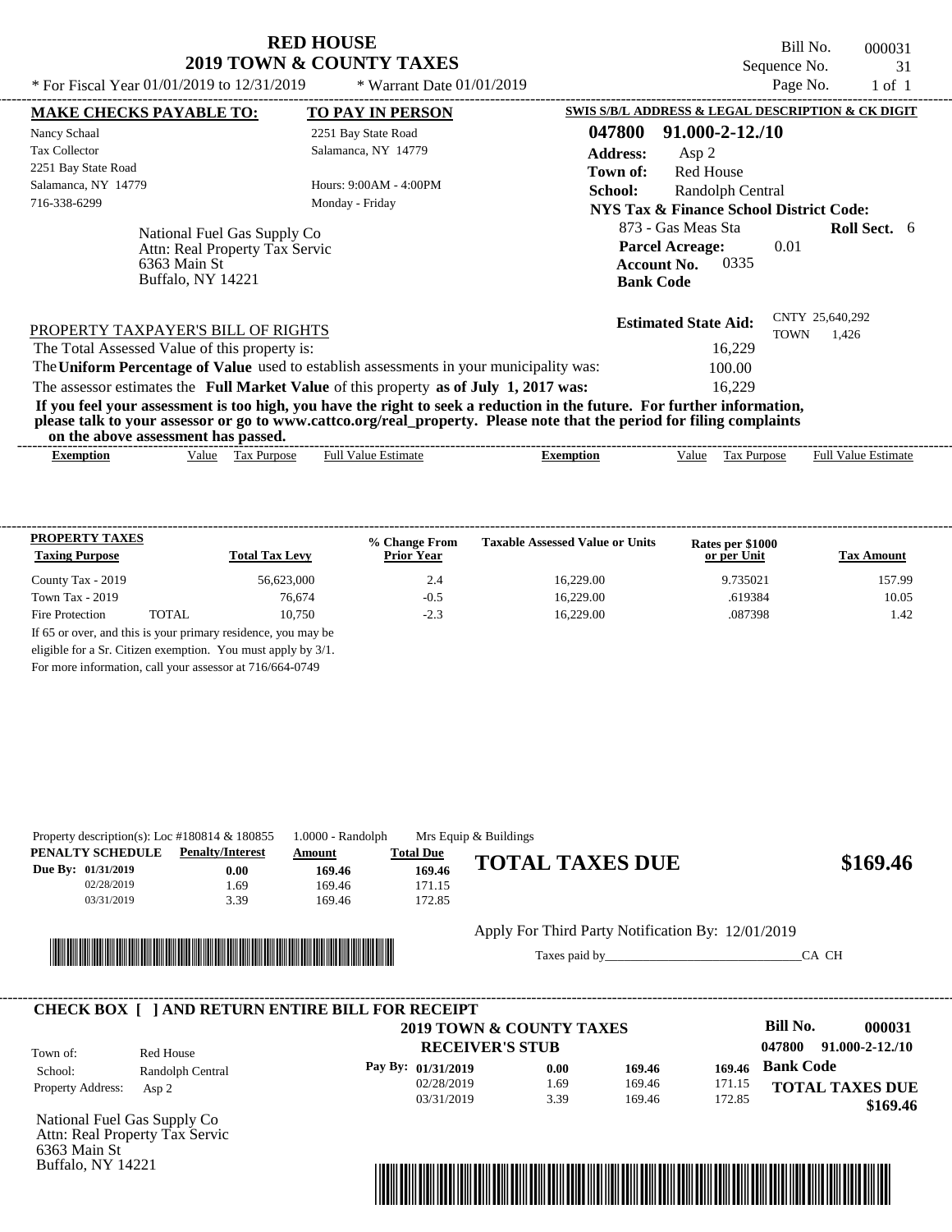# RED HOUSE
## 2019 TOWN & COUNTY TAXES

\* For Fiscal Year 01/01/2019 to 12/31/2019 \* Warrant Date 01/01/2019

Bill No. 000031
Sequence No. 31
Page No. 1 of 1

**MAKE CHECKS PAYABLE TO:**
Nancy Schaal
Tax Collector
2251 Bay State Road
Salamanca, NY 14779
716-338-6299

**TO PAY IN PERSON**
2251 Bay State Road
Salamanca, NY 14779
Hours: 9:00AM - 4:00PM
Monday - Friday

**SWIS S/B/L ADDRESS & LEGAL DESCRIPTION & CK DIGIT**
**047800 91.000-2-12./10**
**Address:** Asp 2
**Town of:** Red House
**School:** Randolph Central
**NYS Tax & Finance School District Code:**
873 - Gas Meas Sta **Roll Sect.** 6
**Parcel Acreage:** 0.01
**Account No.** 0335
**Bank Code**

National Fuel Gas Supply Co
Attn: Real Property Tax Servic
6363 Main St
Buffalo, NY 14221

**Estimated State Aid:** CNTY 25,640,292 TOWN 1,426

PROPERTY TAXPAYER'S BILL OF RIGHTS
The Total Assessed Value of this property is: 16,229
The **Uniform Percentage of Value** used to establish assessments in your municipality was: 100.00
The assessor estimates the **Full Market Value** of this property **as of July 1, 2017 was:** 16,229

**If you feel your assessment is too high, you have the right to seek a reduction in the future. For further information, please talk to your assessor or go to www.cattco.org/real_property. Please note that the period for filing complaints on the above assessment has passed.**

| Exemption | Value | Tax Purpose | Full Value Estimate | Exemption | Value | Tax Purpose | Full Value Estimate |
|---|---|---|---|---|---|---|---|

| PROPERTY TAXES Taxing Purpose | | Total Tax Levy | % Change From Prior Year | Taxable Assessed Value or Units | Rates per $1000 or per Unit | Tax Amount |
|---|---|---|---|---|---|---|
| County Tax - 2019 | | 56,623,000 | 2.4 | 16,229.00 | 9.735021 | 157.99 |
| Town Tax - 2019 | | 76,674 | -0.5 | 16,229.00 | .619384 | 10.05 |
| Fire Protection | TOTAL | 10,750 | -2.3 | 16,229.00 | .087398 | 1.42 |

If 65 or over, and this is your primary residence, you may be eligible for a Sr. Citizen exemption. You must apply by 3/1. For more information, call your assessor at 716/664-0749

Property description(s): Loc #180814 & 180855 1.0000 - Randolph Mrs Equip & Buildings

| PENALTY SCHEDULE | Penalty/Interest | Amount | Total Due |
|---|---|---|---|
| Due By: 01/31/2019 | 0.00 | 169.46 | 169.46 |
| 02/28/2019 | 1.69 | 169.46 | 171.15 |
| 03/31/2019 | 3.39 | 169.46 | 172.85 |

**TOTAL TAXES DUE $169.46**

Apply For Third Party Notification By: 12/01/2019

Taxes paid by_______________________________CA CH

**CHECK BOX [ ] AND RETURN ENTIRE BILL FOR RECEIPT**

**2019 TOWN & COUNTY TAXES**
**RECEIVER'S STUB**

**Bill No. 000031**
**047800 91.000-2-12./10**

Town of: Red House
School: Randolph Central
Property Address: Asp 2

| Pay By: | | | |
|---|---|---|---|
| 01/31/2019 | 0.00 | 169.46 | 169.46 |
| 02/28/2019 | 1.69 | 169.46 | 171.15 |
| 03/31/2019 | 3.39 | 169.46 | 172.85 |

**Bank Code**
**TOTAL TAXES DUE**
**$169.46**

National Fuel Gas Supply Co
Attn: Real Property Tax Servic
6363 Main St
Buffalo, NY 14221